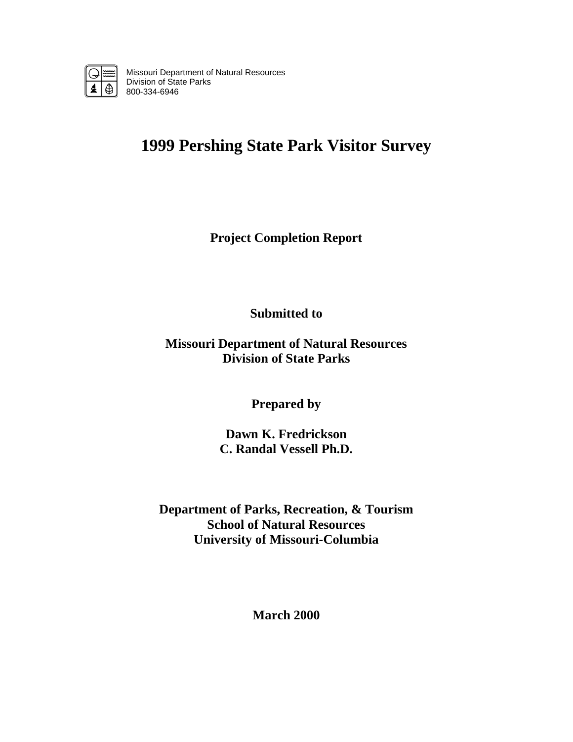Missouri Department of Natural Resources
Division of State Parks
800-334-6946

# 1999 Pershing State Park Visitor Survey

**Project Completion Report**

**Submitted to**

**Missouri Department of Natural Resources**
**Division of State Parks**

**Prepared by**

**Dawn K. Fredrickson**
**C. Randal Vessell Ph.D.**

**Department of Parks, Recreation, & Tourism**
**School of Natural Resources**
**University of Missouri-Columbia**

**March 2000**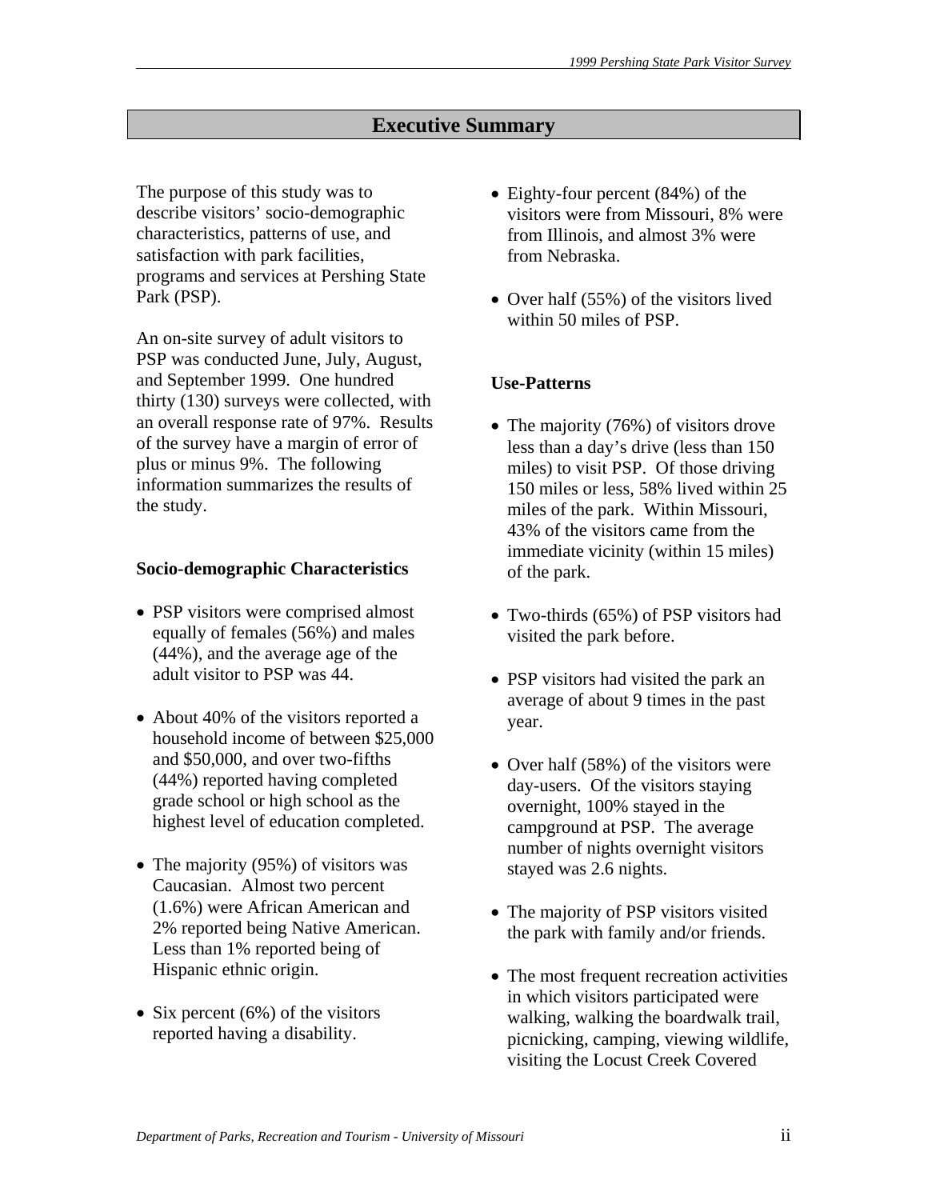# Executive Summary

The purpose of this study was to describe visitors' socio-demographic characteristics, patterns of use, and satisfaction with park facilities, programs and services at Pershing State Park (PSP).

An on-site survey of adult visitors to PSP was conducted June, July, August, and September 1999. One hundred thirty (130) surveys were collected, with an overall response rate of 97%. Results of the survey have a margin of error of plus or minus 9%. The following information summarizes the results of the study.

### Socio-demographic Characteristics

- PSP visitors were comprised almost equally of females (56%) and males (44%), and the average age of the adult visitor to PSP was 44.
- About 40% of the visitors reported a household income of between $25,000 and $50,000, and over two-fifths (44%) reported having completed grade school or high school as the highest level of education completed.
- The majority (95%) of visitors was Caucasian. Almost two percent (1.6%) were African American and 2% reported being Native American. Less than 1% reported being of Hispanic ethnic origin.
- Six percent (6%) of the visitors reported having a disability.
- Eighty-four percent (84%) of the visitors were from Missouri, 8% were from Illinois, and almost 3% were from Nebraska.
- Over half (55%) of the visitors lived within 50 miles of PSP.

### Use-Patterns

- The majority (76%) of visitors drove less than a day's drive (less than 150 miles) to visit PSP. Of those driving 150 miles or less, 58% lived within 25 miles of the park. Within Missouri, 43% of the visitors came from the immediate vicinity (within 15 miles) of the park.
- Two-thirds (65%) of PSP visitors had visited the park before.
- PSP visitors had visited the park an average of about 9 times in the past year.
- Over half (58%) of the visitors were day-users. Of the visitors staying overnight, 100% stayed in the campground at PSP. The average number of nights overnight visitors stayed was 2.6 nights.
- The majority of PSP visitors visited the park with family and/or friends.
- The most frequent recreation activities in which visitors participated were walking, walking the boardwalk trail, picnicking, camping, viewing wildlife, visiting the Locust Creek Covered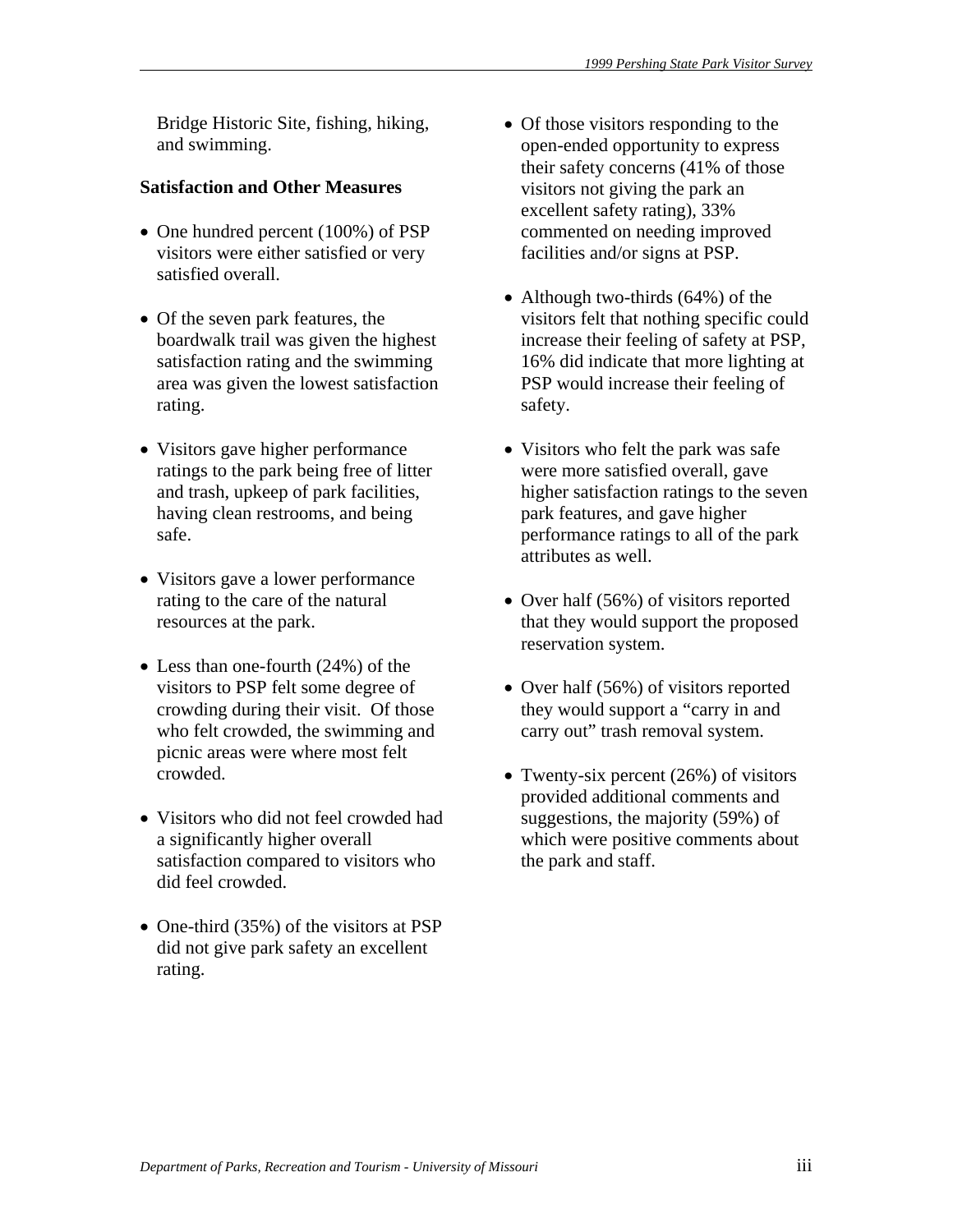Bridge Historic Site, fishing, hiking, and swimming.

**Satisfaction and Other Measures**

- One hundred percent (100%) of PSP visitors were either satisfied or very satisfied overall.

- Of the seven park features, the boardwalk trail was given the highest satisfaction rating and the swimming area was given the lowest satisfaction rating.

- Visitors gave higher performance ratings to the park being free of litter and trash, upkeep of park facilities, having clean restrooms, and being safe.

- Visitors gave a lower performance rating to the care of the natural resources at the park.

- Less than one-fourth (24%) of the visitors to PSP felt some degree of crowding during their visit. Of those who felt crowded, the swimming and picnic areas were where most felt crowded.

- Visitors who did not feel crowded had a significantly higher overall satisfaction compared to visitors who did feel crowded.

- One-third (35%) of the visitors at PSP did not give park safety an excellent rating.

- Of those visitors responding to the open-ended opportunity to express their safety concerns (41% of those visitors not giving the park an excellent safety rating), 33% commented on needing improved facilities and/or signs at PSP.

- Although two-thirds (64%) of the visitors felt that nothing specific could increase their feeling of safety at PSP, 16% did indicate that more lighting at PSP would increase their feeling of safety.

- Visitors who felt the park was safe were more satisfied overall, gave higher satisfaction ratings to the seven park features, and gave higher performance ratings to all of the park attributes as well.

- Over half (56%) of visitors reported that they would support the proposed reservation system.

- Over half (56%) of visitors reported they would support a "carry in and carry out" trash removal system.

- Twenty-six percent (26%) of visitors provided additional comments and suggestions, the majority (59%) of which were positive comments about the park and staff.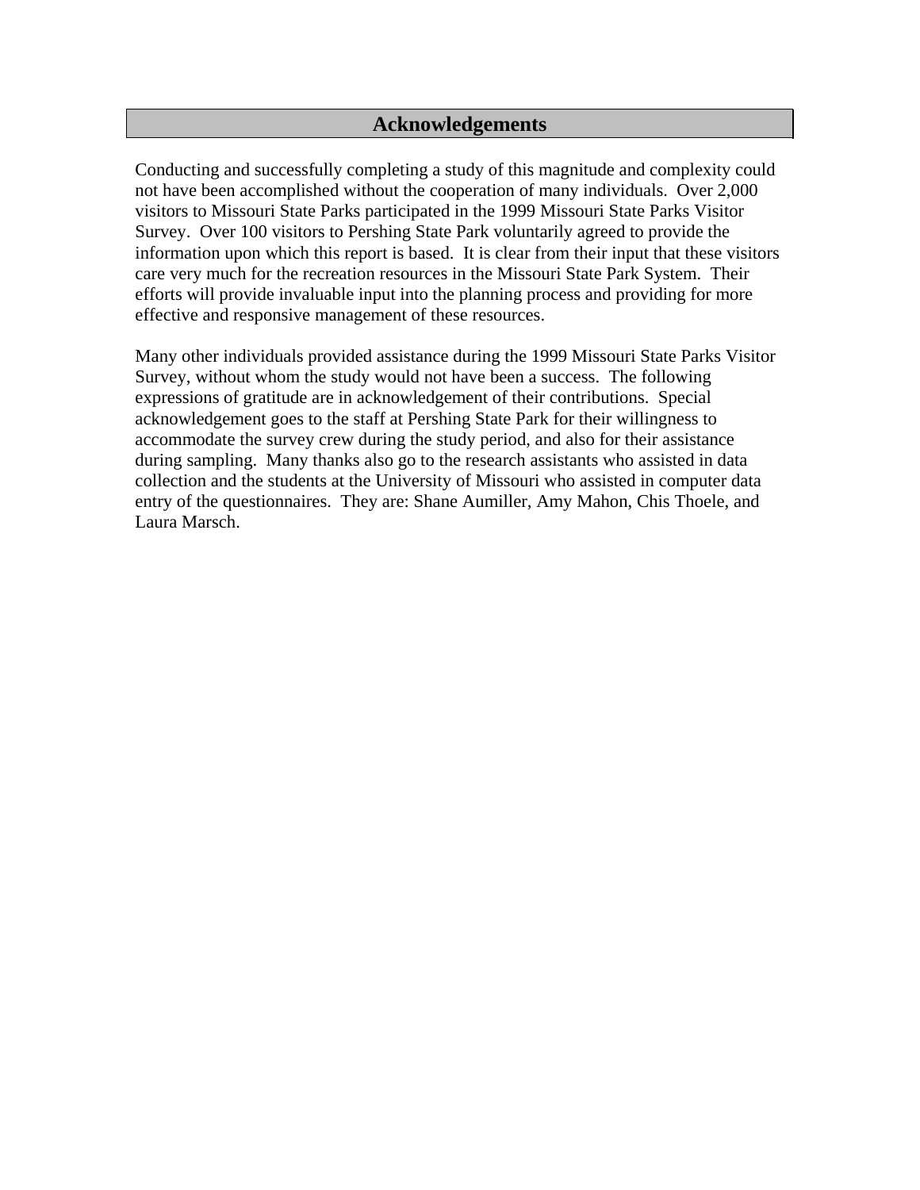# Acknowledgements

Conducting and successfully completing a study of this magnitude and complexity could not have been accomplished without the cooperation of many individuals. Over 2,000 visitors to Missouri State Parks participated in the 1999 Missouri State Parks Visitor Survey. Over 100 visitors to Pershing State Park voluntarily agreed to provide the information upon which this report is based. It is clear from their input that these visitors care very much for the recreation resources in the Missouri State Park System. Their efforts will provide invaluable input into the planning process and providing for more effective and responsive management of these resources.

Many other individuals provided assistance during the 1999 Missouri State Parks Visitor Survey, without whom the study would not have been a success. The following expressions of gratitude are in acknowledgement of their contributions. Special acknowledgement goes to the staff at Pershing State Park for their willingness to accommodate the survey crew during the study period, and also for their assistance during sampling. Many thanks also go to the research assistants who assisted in data collection and the students at the University of Missouri who assisted in computer data entry of the questionnaires. They are: Shane Aumiller, Amy Mahon, Chis Thoele, and Laura Marsch.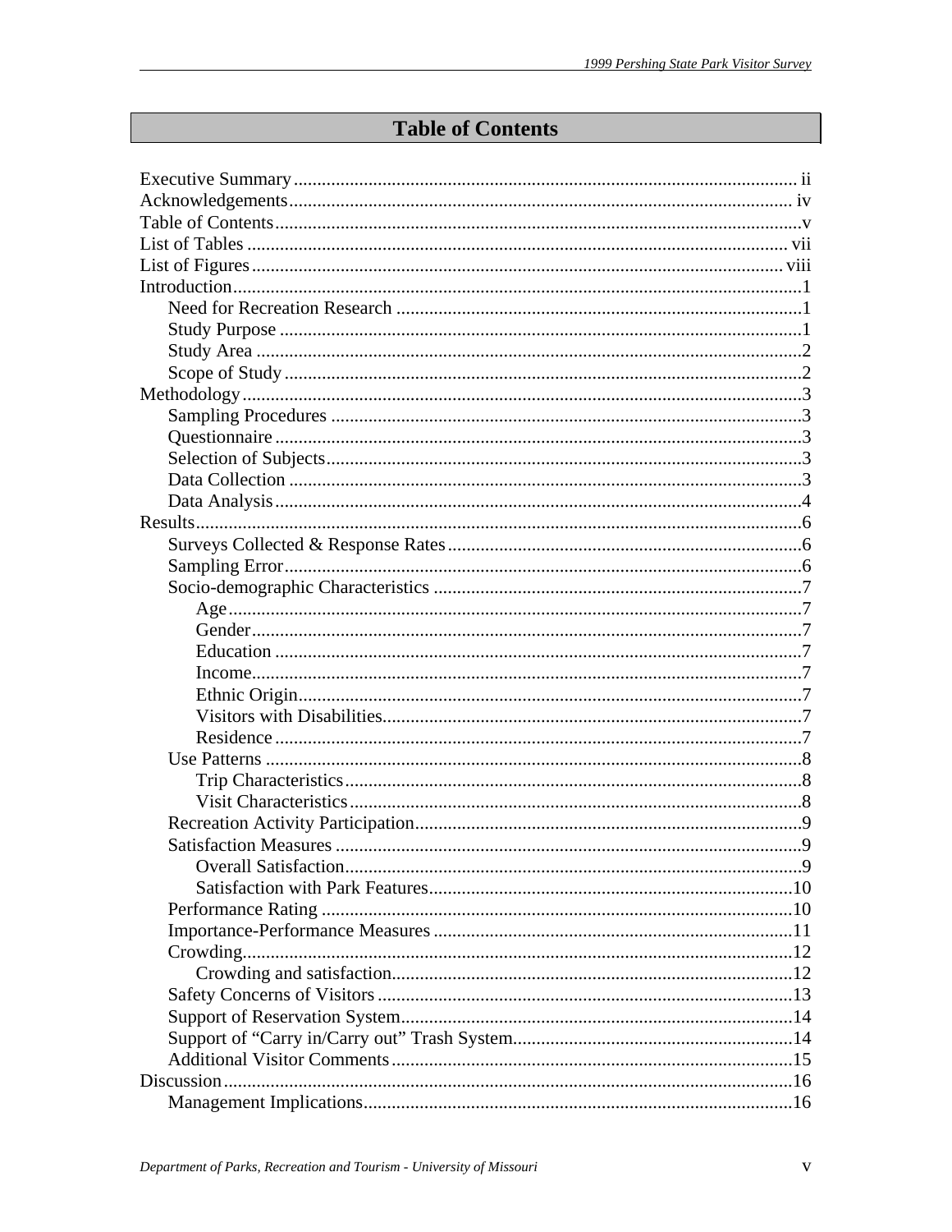# Table of Contents

Executive Summary ... ii
Acknowledgements ... iv
Table of Contents ... v
List of Tables ... vii
List of Figures ... viii
Introduction ... 1
- Need for Recreation Research ... 1
- Study Purpose ... 1
- Study Area ... 2
- Scope of Study ... 2

Methodology ... 3
- Sampling Procedures ... 3
- Questionnaire ... 3
- Selection of Subjects ... 3
- Data Collection ... 3
- Data Analysis ... 4

Results ... 6
- Surveys Collected & Response Rates ... 6
- Sampling Error ... 6
- Socio-demographic Characteristics ... 7
  - Age ... 7
  - Gender ... 7
  - Education ... 7
  - Income ... 7
  - Ethnic Origin ... 7
  - Visitors with Disabilities ... 7
  - Residence ... 7
- Use Patterns ... 8
  - Trip Characteristics ... 8
  - Visit Characteristics ... 8
- Recreation Activity Participation ... 9
- Satisfaction Measures ... 9
  - Overall Satisfaction ... 9
  - Satisfaction with Park Features ... 10
- Performance Rating ... 10
- Importance-Performance Measures ... 11
- Crowding ... 12
  - Crowding and satisfaction ... 12
- Safety Concerns of Visitors ... 13
- Support of Reservation System ... 14
- Support of "Carry in/Carry out" Trash System ... 14
- Additional Visitor Comments ... 15

Discussion ... 16
- Management Implications ... 16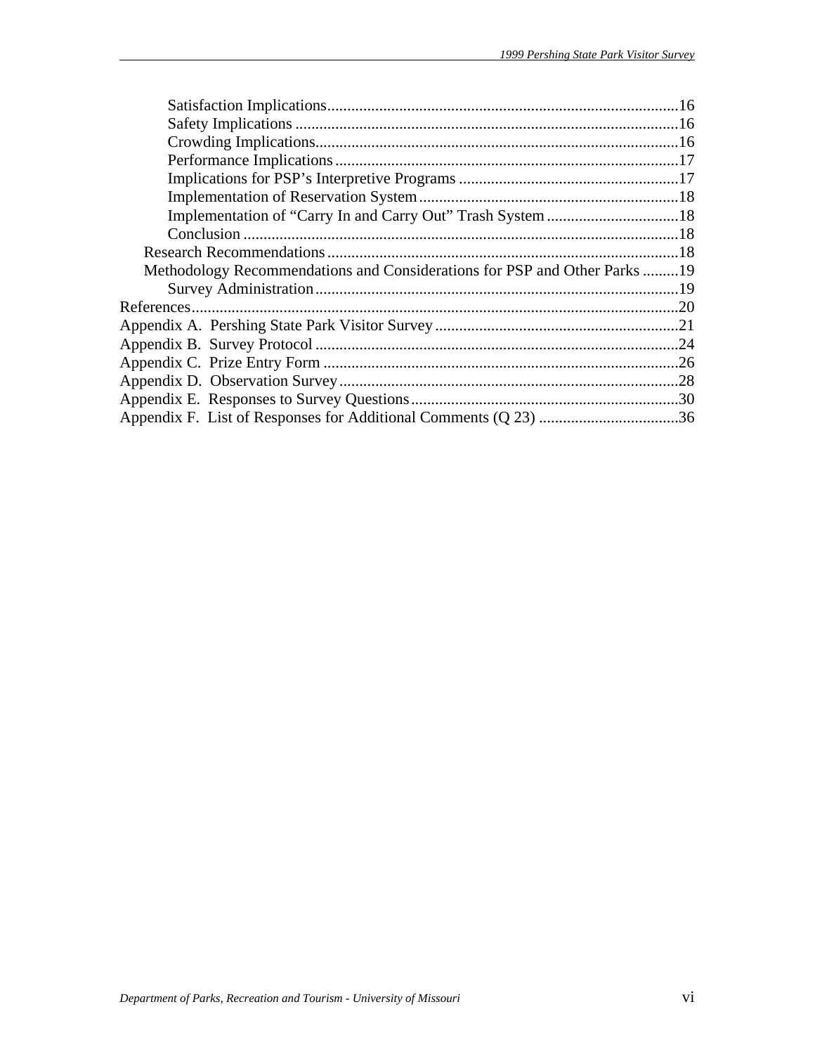Satisfaction Implications........................................................................................16
Safety Implications ................................................................................................16
Crowding Implications...........................................................................................16
Performance Implications ......................................................................................17
Implications for PSP's Interpretive Programs .......................................................17
Implementation of Reservation System.................................................................18
Implementation of "Carry In and Carry Out" Trash System .................................18
Conclusion .............................................................................................................18
Research Recommendations ........................................................................................18
Methodology Recommendations and Considerations for PSP and Other Parks .........19
Survey Administration...........................................................................................19
References..........................................................................................................................20
Appendix A. Pershing State Park Visitor Survey .............................................................21
Appendix B. Survey Protocol ...........................................................................................24
Appendix C. Prize Entry Form .........................................................................................26
Appendix D. Observation Survey.....................................................................................28
Appendix E. Responses to Survey Questions...................................................................30
Appendix F. List of Responses for Additional Comments (Q 23) ...................................36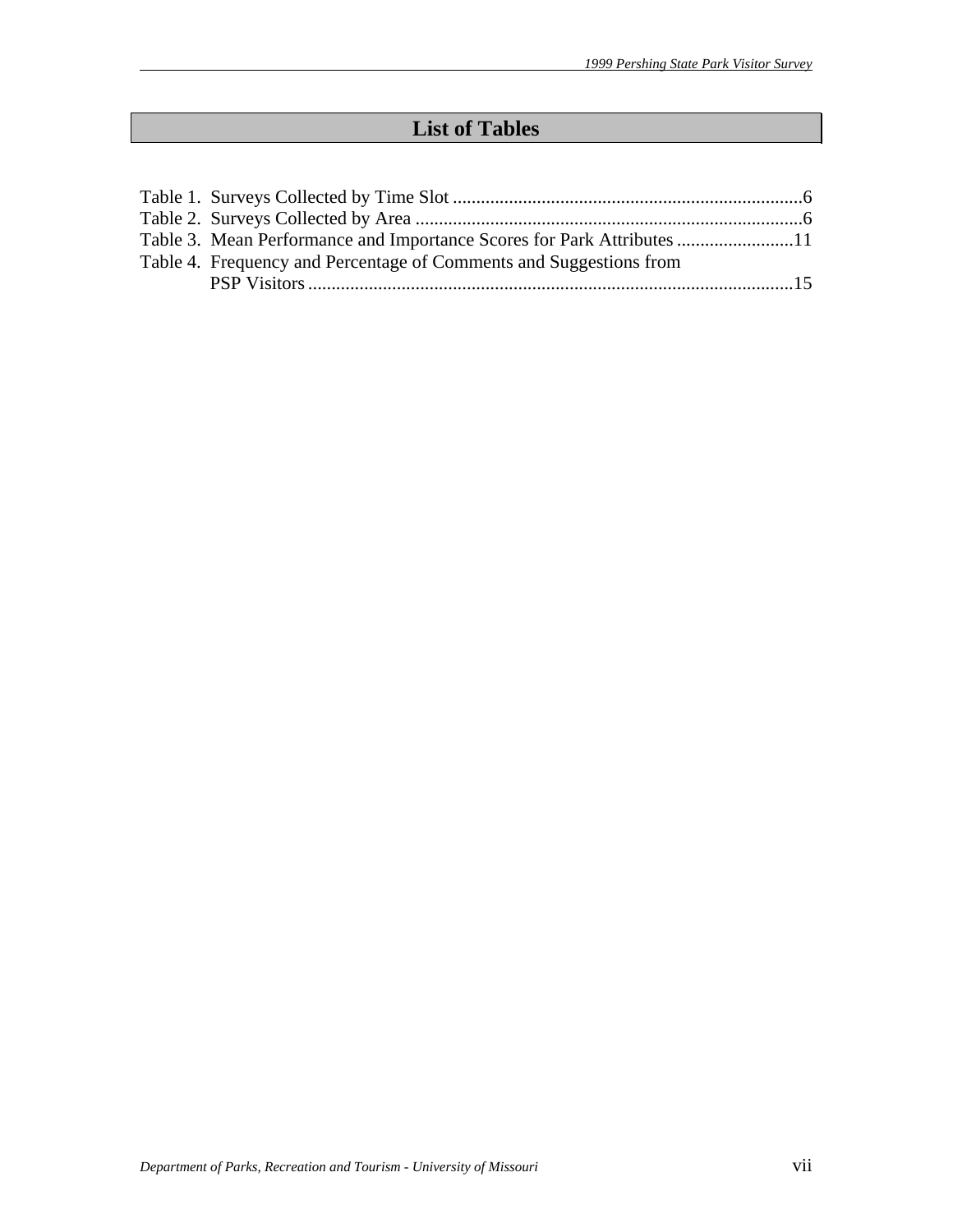# List of Tables

Table 1. Surveys Collected by Time Slot ............................................................................6
Table 2. Surveys Collected by Area ....................................................................................6
Table 3. Mean Performance and Importance Scores for Park Attributes ..........................11
Table 4. Frequency and Percentage of Comments and Suggestions from PSP Visitors ..........................................................................................................15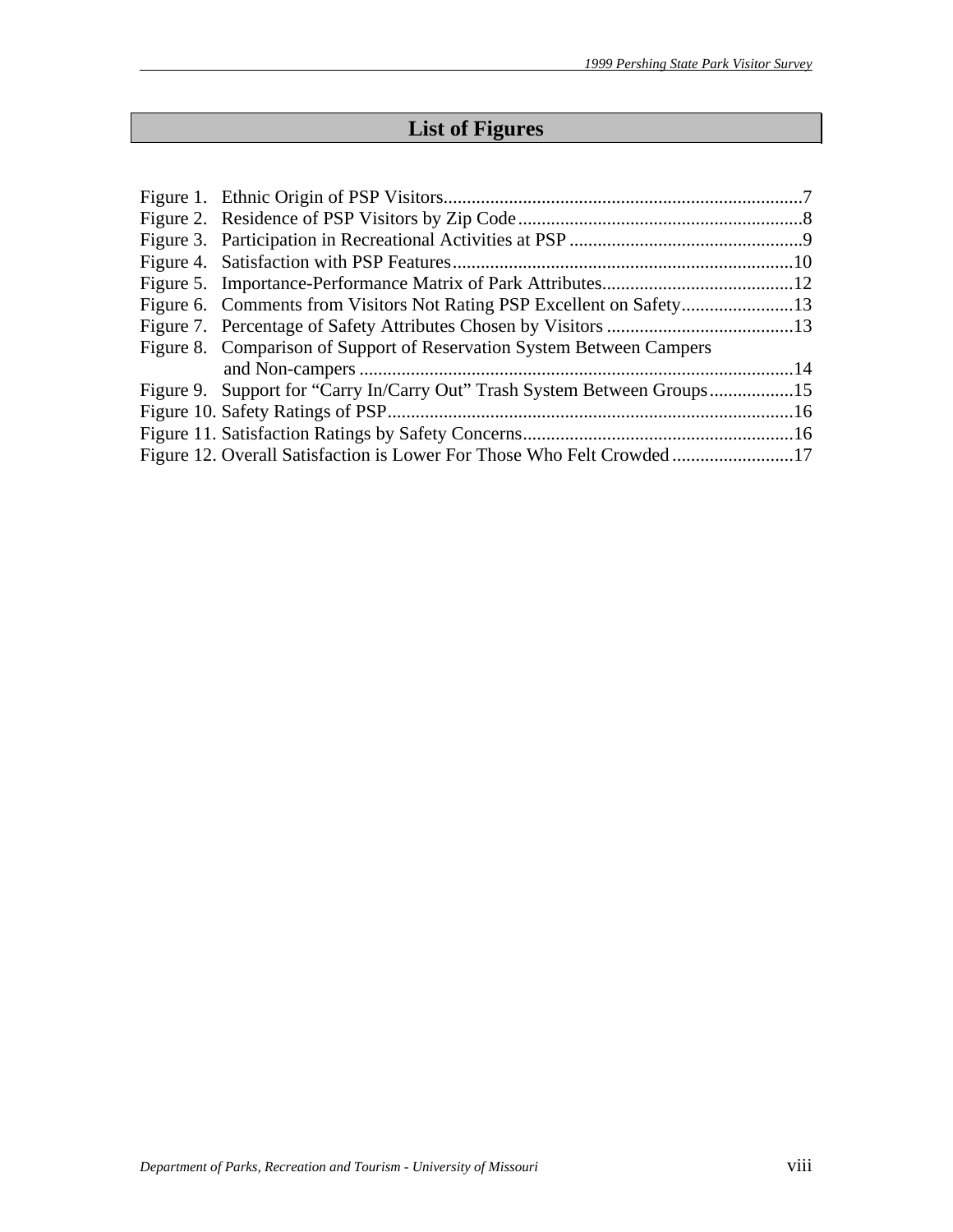# List of Figures

Figure 1. Ethnic Origin of PSP Visitors............................................................................7
Figure 2. Residence of PSP Visitors by Zip Code............................................................8
Figure 3. Participation in Recreational Activities at PSP .................................................9
Figure 4. Satisfaction with PSP Features.........................................................................10
Figure 5. Importance-Performance Matrix of Park Attributes.........................................12
Figure 6. Comments from Visitors Not Rating PSP Excellent on Safety........................13
Figure 7. Percentage of Safety Attributes Chosen by Visitors ........................................13
Figure 8. Comparison of Support of Reservation System Between Campers and Non-campers ............................................................................................14
Figure 9. Support for "Carry In/Carry Out" Trash System Between Groups..................15
Figure 10. Safety Ratings of PSP......................................................................................16
Figure 11. Satisfaction Ratings by Safety Concerns.........................................................16
Figure 12. Overall Satisfaction is Lower For Those Who Felt Crowded..........................17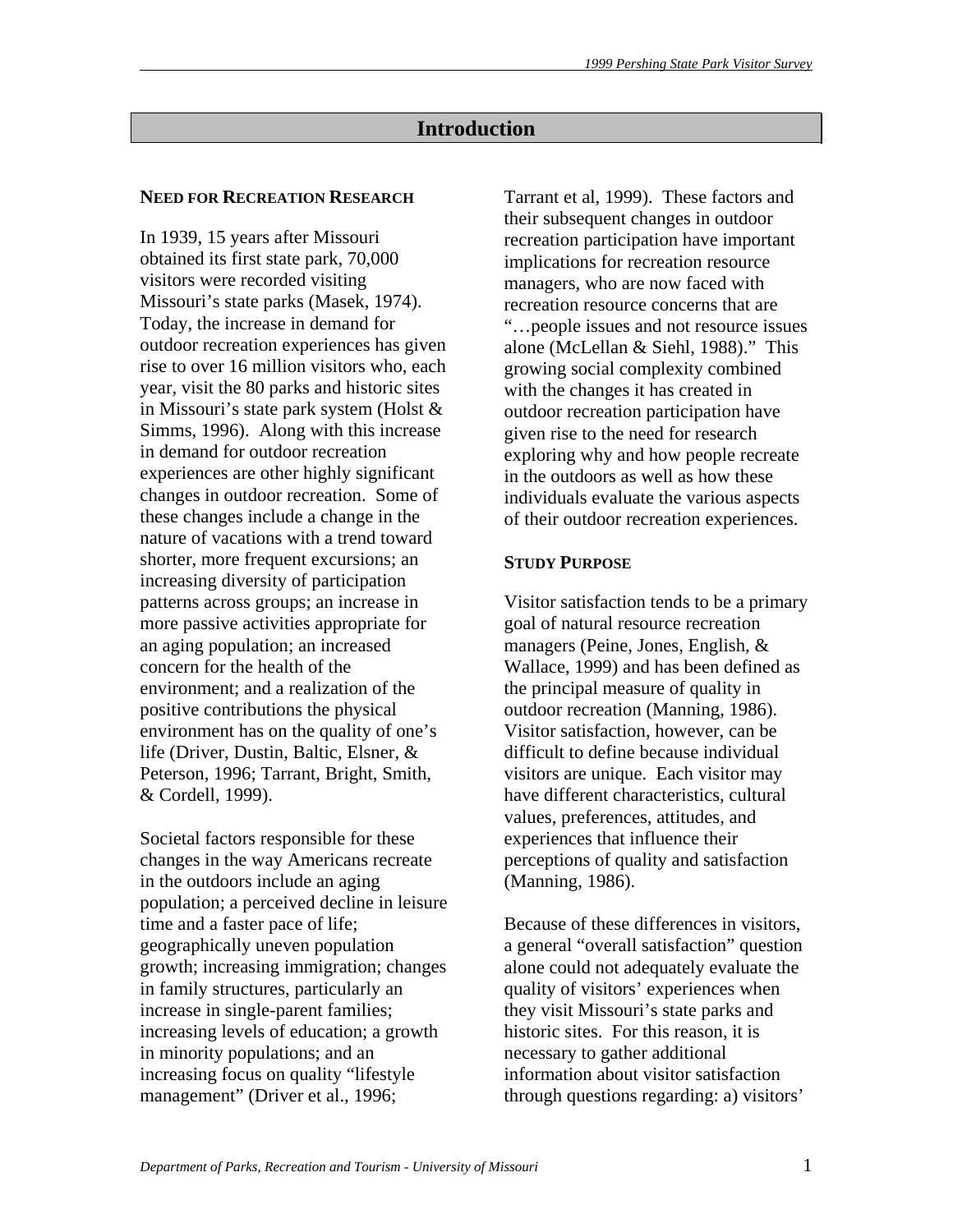# Introduction

## NEED FOR RECREATION RESEARCH

In 1939, 15 years after Missouri obtained its first state park, 70,000 visitors were recorded visiting Missouri's state parks (Masek, 1974). Today, the increase in demand for outdoor recreation experiences has given rise to over 16 million visitors who, each year, visit the 80 parks and historic sites in Missouri's state park system (Holst & Simms, 1996). Along with this increase in demand for outdoor recreation experiences are other highly significant changes in outdoor recreation. Some of these changes include a change in the nature of vacations with a trend toward shorter, more frequent excursions; an increasing diversity of participation patterns across groups; an increase in more passive activities appropriate for an aging population; an increased concern for the health of the environment; and a realization of the positive contributions the physical environment has on the quality of one's life (Driver, Dustin, Baltic, Elsner, & Peterson, 1996; Tarrant, Bright, Smith, & Cordell, 1999).

Societal factors responsible for these changes in the way Americans recreate in the outdoors include an aging population; a perceived decline in leisure time and a faster pace of life; geographically uneven population growth; increasing immigration; changes in family structures, particularly an increase in single-parent families; increasing levels of education; a growth in minority populations; and an increasing focus on quality "lifestyle management" (Driver et al., 1996; Tarrant et al, 1999). These factors and their subsequent changes in outdoor recreation participation have important implications for recreation resource managers, who are now faced with recreation resource concerns that are "…people issues and not resource issues alone (McLellan & Siehl, 1988)." This growing social complexity combined with the changes it has created in outdoor recreation participation have given rise to the need for research exploring why and how people recreate in the outdoors as well as how these individuals evaluate the various aspects of their outdoor recreation experiences.

## STUDY PURPOSE

Visitor satisfaction tends to be a primary goal of natural resource recreation managers (Peine, Jones, English, & Wallace, 1999) and has been defined as the principal measure of quality in outdoor recreation (Manning, 1986). Visitor satisfaction, however, can be difficult to define because individual visitors are unique. Each visitor may have different characteristics, cultural values, preferences, attitudes, and experiences that influence their perceptions of quality and satisfaction (Manning, 1986).

Because of these differences in visitors, a general "overall satisfaction" question alone could not adequately evaluate the quality of visitors' experiences when they visit Missouri's state parks and historic sites. For this reason, it is necessary to gather additional information about visitor satisfaction through questions regarding: a) visitors'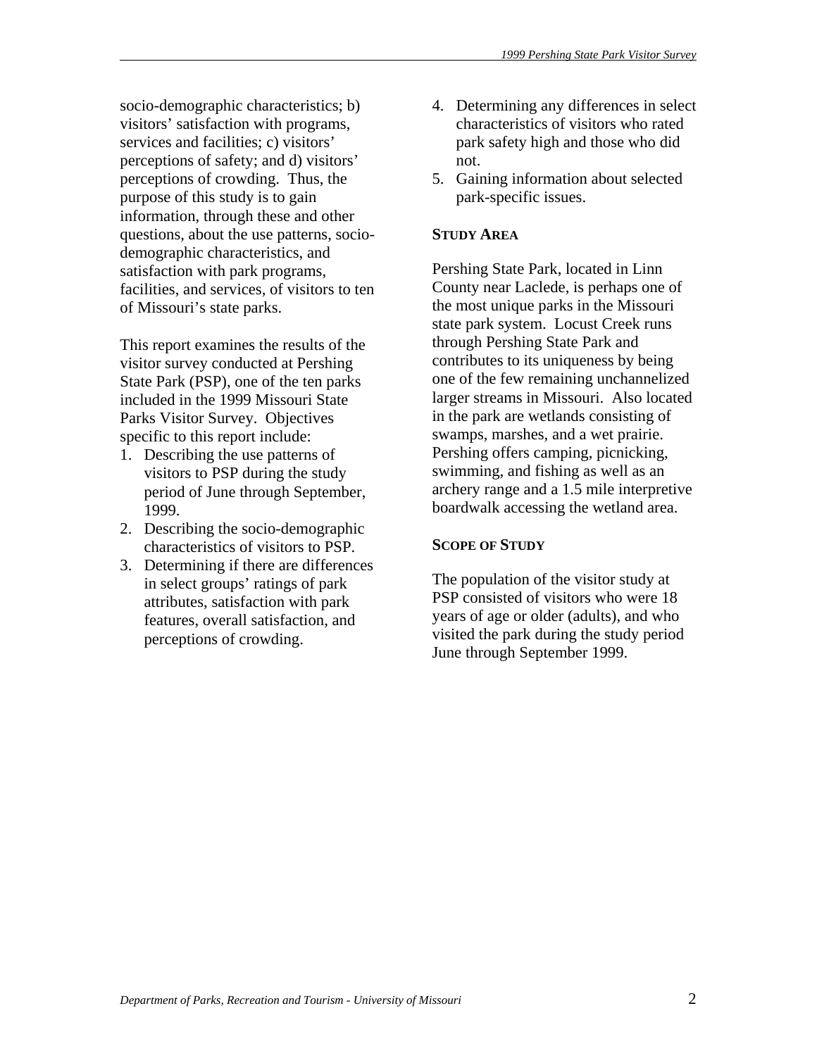socio-demographic characteristics; b) visitors' satisfaction with programs, services and facilities; c) visitors' perceptions of safety; and d) visitors' perceptions of crowding. Thus, the purpose of this study is to gain information, through these and other questions, about the use patterns, socio-demographic characteristics, and satisfaction with park programs, facilities, and services, of visitors to ten of Missouri's state parks.

This report examines the results of the visitor survey conducted at Pershing State Park (PSP), one of the ten parks included in the 1999 Missouri State Parks Visitor Survey. Objectives specific to this report include:

1. Describing the use patterns of visitors to PSP during the study period of June through September, 1999.
2. Describing the socio-demographic characteristics of visitors to PSP.
3. Determining if there are differences in select groups' ratings of park attributes, satisfaction with park features, overall satisfaction, and perceptions of crowding.
4. Determining any differences in select characteristics of visitors who rated park safety high and those who did not.
5. Gaining information about selected park-specific issues.

## STUDY AREA

Pershing State Park, located in Linn County near Laclede, is perhaps one of the most unique parks in the Missouri state park system. Locust Creek runs through Pershing State Park and contributes to its uniqueness by being one of the few remaining unchannelized larger streams in Missouri. Also located in the park are wetlands consisting of swamps, marshes, and a wet prairie. Pershing offers camping, picnicking, swimming, and fishing as well as an archery range and a 1.5 mile interpretive boardwalk accessing the wetland area.

## SCOPE OF STUDY

The population of the visitor study at PSP consisted of visitors who were 18 years of age or older (adults), and who visited the park during the study period June through September 1999.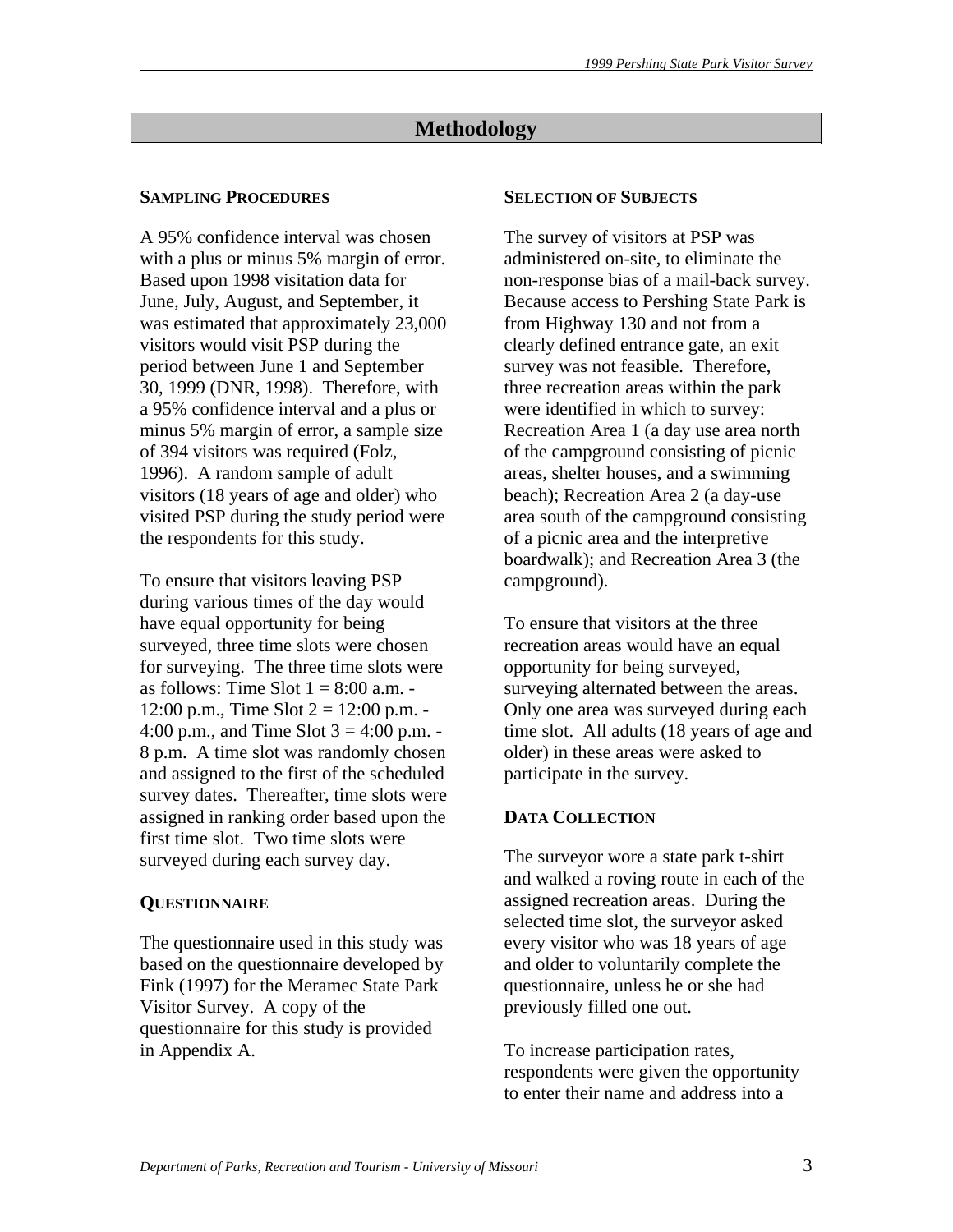# Methodology

### SAMPLING PROCEDURES

A 95% confidence interval was chosen with a plus or minus 5% margin of error. Based upon 1998 visitation data for June, July, August, and September, it was estimated that approximately 23,000 visitors would visit PSP during the period between June 1 and September 30, 1999 (DNR, 1998). Therefore, with a 95% confidence interval and a plus or minus 5% margin of error, a sample size of 394 visitors was required (Folz, 1996). A random sample of adult visitors (18 years of age and older) who visited PSP during the study period were the respondents for this study.

To ensure that visitors leaving PSP during various times of the day would have equal opportunity for being surveyed, three time slots were chosen for surveying. The three time slots were as follows: Time Slot 1 = 8:00 a.m. - 12:00 p.m., Time Slot 2 = 12:00 p.m. - 4:00 p.m., and Time Slot 3 = 4:00 p.m. - 8 p.m. A time slot was randomly chosen and assigned to the first of the scheduled survey dates. Thereafter, time slots were assigned in ranking order based upon the first time slot. Two time slots were surveyed during each survey day.

### QUESTIONNAIRE

The questionnaire used in this study was based on the questionnaire developed by Fink (1997) for the Meramec State Park Visitor Survey. A copy of the questionnaire for this study is provided in Appendix A.

### SELECTION OF SUBJECTS

The survey of visitors at PSP was administered on-site, to eliminate the non-response bias of a mail-back survey. Because access to Pershing State Park is from Highway 130 and not from a clearly defined entrance gate, an exit survey was not feasible. Therefore, three recreation areas within the park were identified in which to survey: Recreation Area 1 (a day use area north of the campground consisting of picnic areas, shelter houses, and a swimming beach); Recreation Area 2 (a day-use area south of the campground consisting of a picnic area and the interpretive boardwalk); and Recreation Area 3 (the campground).

To ensure that visitors at the three recreation areas would have an equal opportunity for being surveyed, surveying alternated between the areas. Only one area was surveyed during each time slot. All adults (18 years of age and older) in these areas were asked to participate in the survey.

### DATA COLLECTION

The surveyor wore a state park t-shirt and walked a roving route in each of the assigned recreation areas. During the selected time slot, the surveyor asked every visitor who was 18 years of age and older to voluntarily complete the questionnaire, unless he or she had previously filled one out.

To increase participation rates, respondents were given the opportunity to enter their name and address into a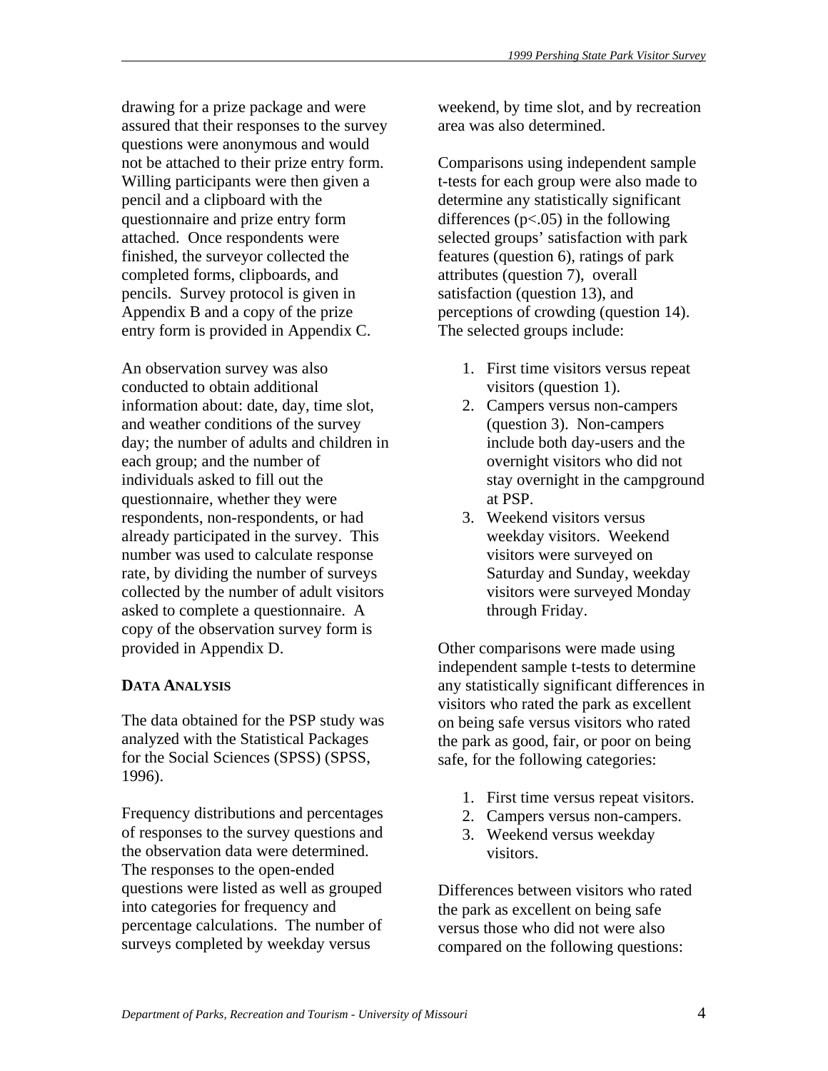drawing for a prize package and were assured that their responses to the survey questions were anonymous and would not be attached to their prize entry form. Willing participants were then given a pencil and a clipboard with the questionnaire and prize entry form attached. Once respondents were finished, the surveyor collected the completed forms, clipboards, and pencils. Survey protocol is given in Appendix B and a copy of the prize entry form is provided in Appendix C.

An observation survey was also conducted to obtain additional information about: date, day, time slot, and weather conditions of the survey day; the number of adults and children in each group; and the number of individuals asked to fill out the questionnaire, whether they were respondents, non-respondents, or had already participated in the survey. This number was used to calculate response rate, by dividing the number of surveys collected by the number of adult visitors asked to complete a questionnaire. A copy of the observation survey form is provided in Appendix D.

### DATA ANALYSIS

The data obtained for the PSP study was analyzed with the Statistical Packages for the Social Sciences (SPSS) (SPSS, 1996).

Frequency distributions and percentages of responses to the survey questions and the observation data were determined. The responses to the open-ended questions were listed as well as grouped into categories for frequency and percentage calculations. The number of surveys completed by weekday versus weekend, by time slot, and by recreation area was also determined.

Comparisons using independent sample t-tests for each group were also made to determine any statistically significant differences ($p<.05$) in the following selected groups' satisfaction with park features (question 6), ratings of park attributes (question 7), overall satisfaction (question 13), and perceptions of crowding (question 14). The selected groups include:

1. First time visitors versus repeat visitors (question 1).
2. Campers versus non-campers (question 3). Non-campers include both day-users and the overnight visitors who did not stay overnight in the campground at PSP.
3. Weekend visitors versus weekday visitors. Weekend visitors were surveyed on Saturday and Sunday, weekday visitors were surveyed Monday through Friday.

Other comparisons were made using independent sample t-tests to determine any statistically significant differences in visitors who rated the park as excellent on being safe versus visitors who rated the park as good, fair, or poor on being safe, for the following categories:

1. First time versus repeat visitors.
2. Campers versus non-campers.
3. Weekend versus weekday visitors.

Differences between visitors who rated the park as excellent on being safe versus those who did not were also compared on the following questions: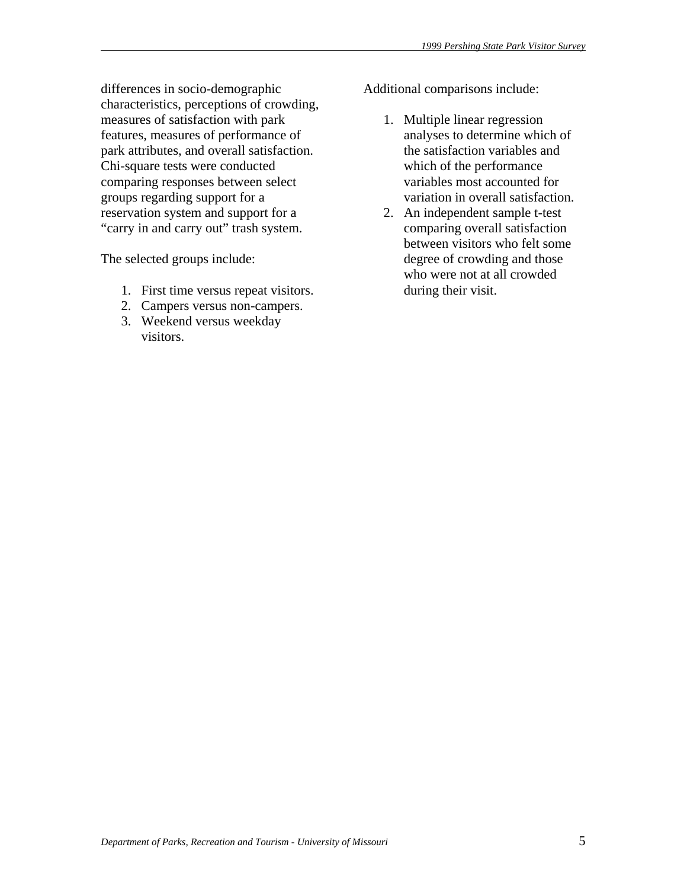differences in socio-demographic characteristics, perceptions of crowding, measures of satisfaction with park features, measures of performance of park attributes, and overall satisfaction. Chi-square tests were conducted comparing responses between select groups regarding support for a reservation system and support for a "carry in and carry out" trash system.

The selected groups include:

1. First time versus repeat visitors.
2. Campers versus non-campers.
3. Weekend versus weekday visitors.

Additional comparisons include:

1. Multiple linear regression analyses to determine which of the satisfaction variables and which of the performance variables most accounted for variation in overall satisfaction.
2. An independent sample t-test comparing overall satisfaction between visitors who felt some degree of crowding and those who were not at all crowded during their visit.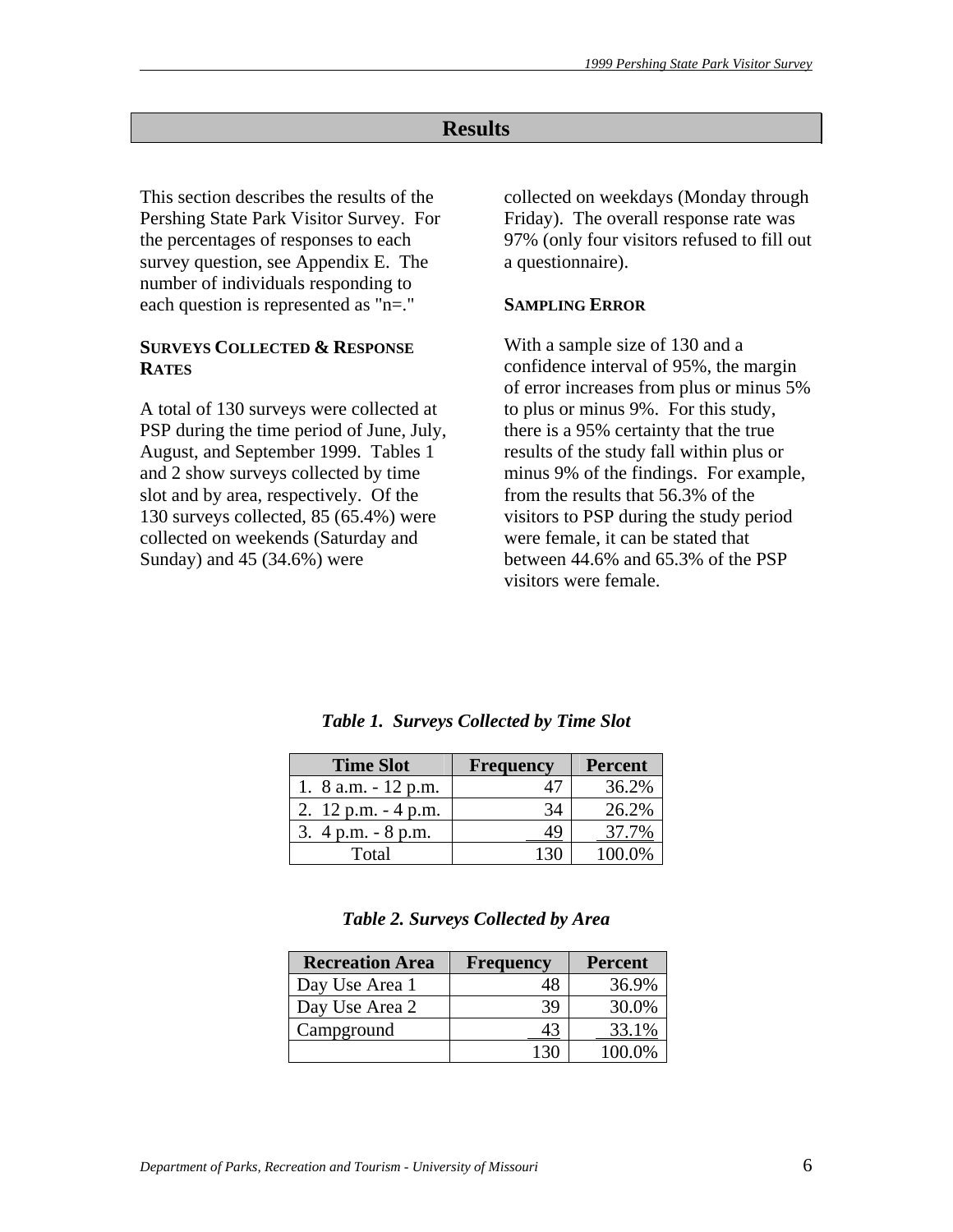# Results

This section describes the results of the Pershing State Park Visitor Survey. For the percentages of responses to each survey question, see Appendix E. The number of individuals responding to each question is represented as "n=."

## Surveys Collected & Response Rates

A total of 130 surveys were collected at PSP during the time period of June, July, August, and September 1999. Tables 1 and 2 show surveys collected by time slot and by area, respectively. Of the 130 surveys collected, 85 (65.4%) were collected on weekends (Saturday and Sunday) and 45 (34.6%) were collected on weekdays (Monday through Friday). The overall response rate was 97% (only four visitors refused to fill out a questionnaire).

## Sampling Error

With a sample size of 130 and a confidence interval of 95%, the margin of error increases from plus or minus 5% to plus or minus 9%. For this study, there is a 95% certainty that the true results of the study fall within plus or minus 9% of the findings. For example, from the results that 56.3% of the visitors to PSP during the study period were female, it can be stated that between 44.6% and 65.3% of the PSP visitors were female.

***Table 1. Surveys Collected by Time Slot***

| Time Slot | Frequency | Percent |
|---|---|---|
| 1. 8 a.m. - 12 p.m. | 47 | 36.2% |
| 2. 12 p.m. - 4 p.m. | 34 | 26.2% |
| 3. 4 p.m. - 8 p.m. | 49 | 37.7% |
| Total | 130 | 100.0% |

***Table 2. Surveys Collected by Area***

| Recreation Area | Frequency | Percent |
|---|---|---|
| Day Use Area 1 | 48 | 36.9% |
| Day Use Area 2 | 39 | 30.0% |
| Campground | 43 | 33.1% |
| | 130 | 100.0% |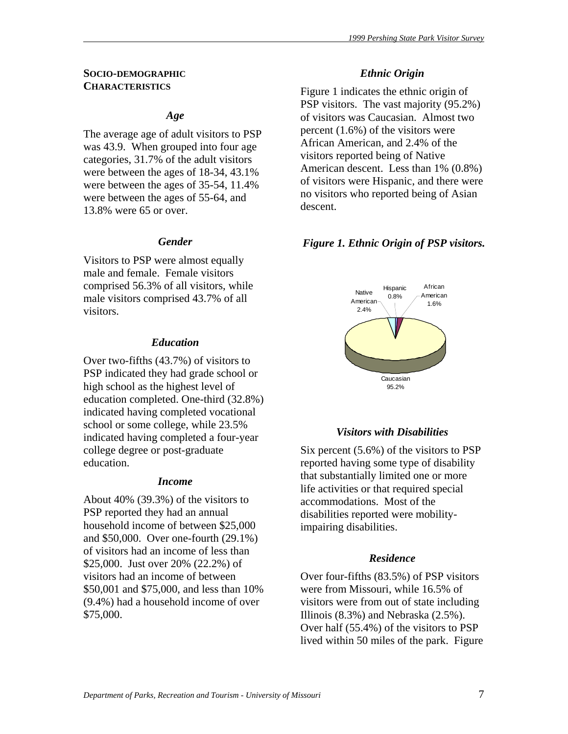## SOCIO-DEMOGRAPHIC CHARACTERISTICS

### *Age*

The average age of adult visitors to PSP was 43.9. When grouped into four age categories, 31.7% of the adult visitors were between the ages of 18-34, 43.1% were between the ages of 35-54, 11.4% were between the ages of 55-64, and 13.8% were 65 or over.

### *Gender*

Visitors to PSP were almost equally male and female. Female visitors comprised 56.3% of all visitors, while male visitors comprised 43.7% of all visitors.

### *Education*

Over two-fifths (43.7%) of visitors to PSP indicated they had grade school or high school as the highest level of education completed. One-third (32.8%) indicated having completed vocational school or some college, while 23.5% indicated having completed a four-year college degree or post-graduate education.

### *Income*

About 40% (39.3%) of the visitors to PSP reported they had an annual household income of between $25,000 and $50,000. Over one-fourth (29.1%) of visitors had an income of less than $25,000. Just over 20% (22.2%) of visitors had an income of between $50,001 and $75,000, and less than 10% (9.4%) had a household income of over $75,000.

### *Ethnic Origin*

Figure 1 indicates the ethnic origin of PSP visitors. The vast majority (95.2%) of visitors was Caucasian. Almost two percent (1.6%) of the visitors were African American, and 2.4% of the visitors reported being of Native American descent. Less than 1% (0.8%) of visitors were Hispanic, and there were no visitors who reported being of Asian descent.

***Figure 1. Ethnic Origin of PSP visitors.***

Native American 2.4%
Hispanic 0.8%
African American 1.6%
Caucasian 95.2%

### *Visitors with Disabilities*

Six percent (5.6%) of the visitors to PSP reported having some type of disability that substantially limited one or more life activities or that required special accommodations. Most of the disabilities reported were mobility-impairing disabilities.

### *Residence*

Over four-fifths (83.5%) of PSP visitors were from Missouri, while 16.5% of visitors were from out of state including Illinois (8.3%) and Nebraska (2.5%). Over half (55.4%) of the visitors to PSP lived within 50 miles of the park. Figure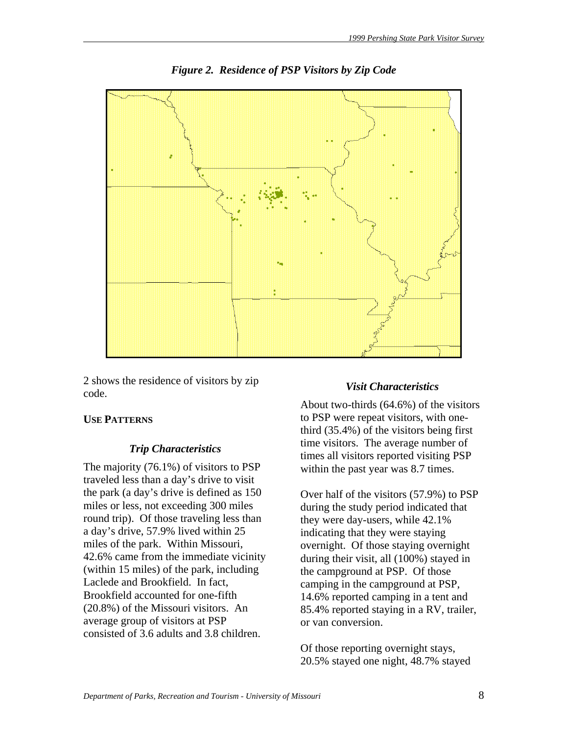*Figure 2. Residence of PSP Visitors by Zip Code*

2 shows the residence of visitors by zip code.

**USE PATTERNS**

### *Trip Characteristics*

The majority (76.1%) of visitors to PSP traveled less than a day's drive to visit the park (a day's drive is defined as 150 miles or less, not exceeding 300 miles round trip). Of those traveling less than a day's drive, 57.9% lived within 25 miles of the park. Within Missouri, 42.6% came from the immediate vicinity (within 15 miles) of the park, including Laclede and Brookfield. In fact, Brookfield accounted for one-fifth (20.8%) of the Missouri visitors. An average group of visitors at PSP consisted of 3.6 adults and 3.8 children.

### *Visit Characteristics*

About two-thirds (64.6%) of the visitors to PSP were repeat visitors, with one-third (35.4%) of the visitors being first time visitors. The average number of times all visitors reported visiting PSP within the past year was 8.7 times.

Over half of the visitors (57.9%) to PSP during the study period indicated that they were day-users, while 42.1% indicating that they were staying overnight. Of those staying overnight during their visit, all (100%) stayed in the campground at PSP. Of those camping in the campground at PSP, 14.6% reported camping in a tent and 85.4% reported staying in a RV, trailer, or van conversion.

Of those reporting overnight stays, 20.5% stayed one night, 48.7% stayed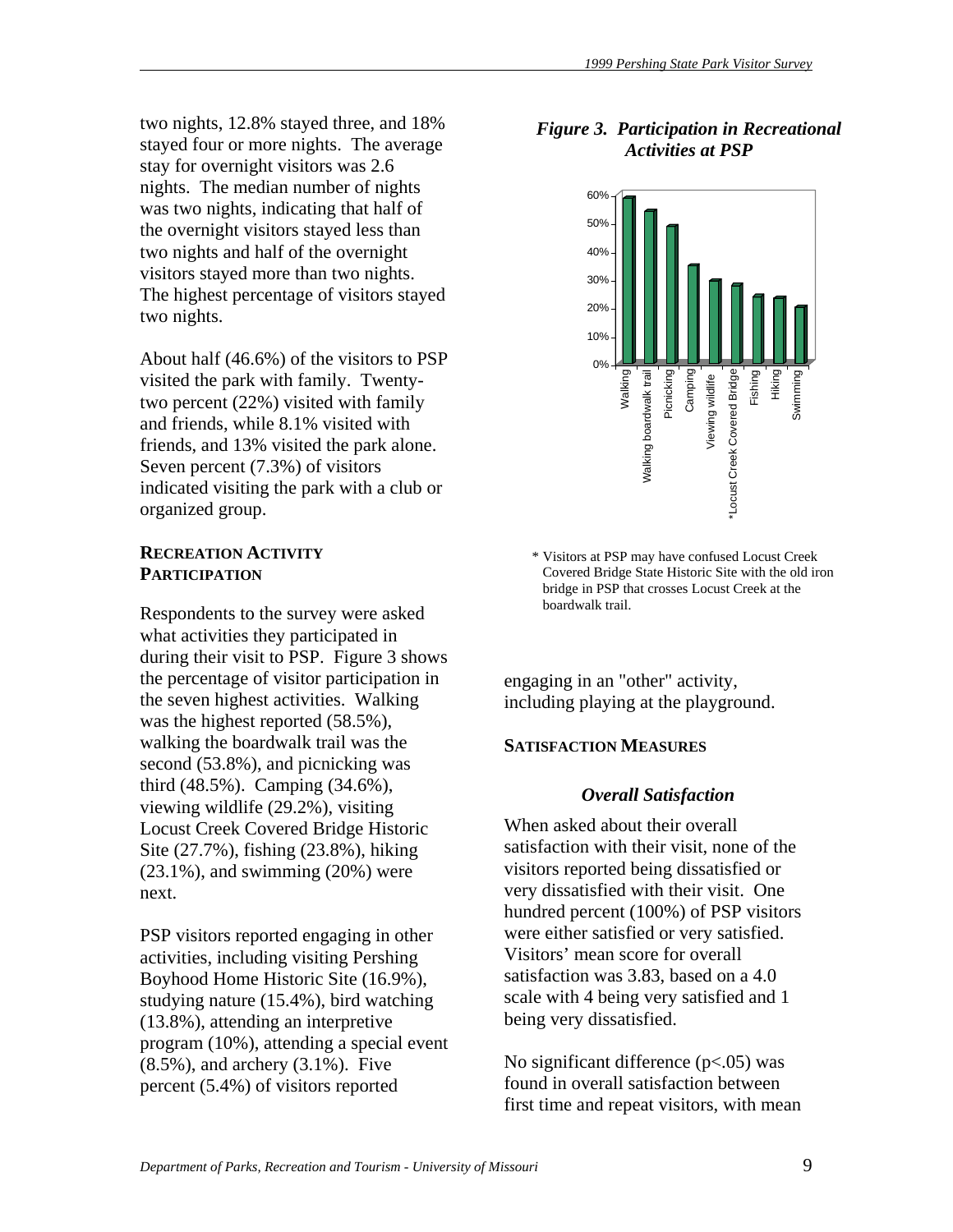two nights, 12.8% stayed three, and 18% stayed four or more nights. The average stay for overnight visitors was 2.6 nights. The median number of nights was two nights, indicating that half of the overnight visitors stayed less than two nights and half of the overnight visitors stayed more than two nights. The highest percentage of visitors stayed two nights.

About half (46.6%) of the visitors to PSP visited the park with family. Twenty-two percent (22%) visited with family and friends, while 8.1% visited with friends, and 13% visited the park alone. Seven percent (7.3%) of visitors indicated visiting the park with a club or organized group.

**RECREATION ACTIVITY PARTICIPATION**

Respondents to the survey were asked what activities they participated in during their visit to PSP. Figure 3 shows the percentage of visitor participation in the seven highest activities. Walking was the highest reported (58.5%), walking the boardwalk trail was the second (53.8%), and picnicking was third (48.5%). Camping (34.6%), viewing wildlife (29.2%), visiting Locust Creek Covered Bridge Historic Site (27.7%), fishing (23.8%), hiking (23.1%), and swimming (20%) were next.

PSP visitors reported engaging in other activities, including visiting Pershing Boyhood Home Historic Site (16.9%), studying nature (15.4%), bird watching (13.8%), attending an interpretive program (10%), attending a special event (8.5%), and archery (3.1%). Five percent (5.4%) of visitors reported engaging in an "other" activity, including playing at the playground.

***Figure 3. Participation in Recreational Activities at PSP***

| Activity | Participation |
|---|---|
| Walking | 58.5% |
| Walking boardwalk trail | 53.8% |
| Picnicking | 48.5% |
| Camping | 34.6% |
| Viewing wildlife | 29.2% |
| *Locust Creek Covered Bridge | 27.7% |
| Fishing | 23.8% |
| Hiking | 23.1% |
| Swimming | 20% |

\* Visitors at PSP may have confused Locust Creek Covered Bridge State Historic Site with the old iron bridge in PSP that crosses Locust Creek at the boardwalk trail.

**SATISFACTION MEASURES**

### *Overall Satisfaction*

When asked about their overall satisfaction with their visit, none of the visitors reported being dissatisfied or very dissatisfied with their visit. One hundred percent (100%) of PSP visitors were either satisfied or very satisfied. Visitors' mean score for overall satisfaction was 3.83, based on a 4.0 scale with 4 being very satisfied and 1 being very dissatisfied.

No significant difference ($p<.05$) was found in overall satisfaction between first time and repeat visitors, with mean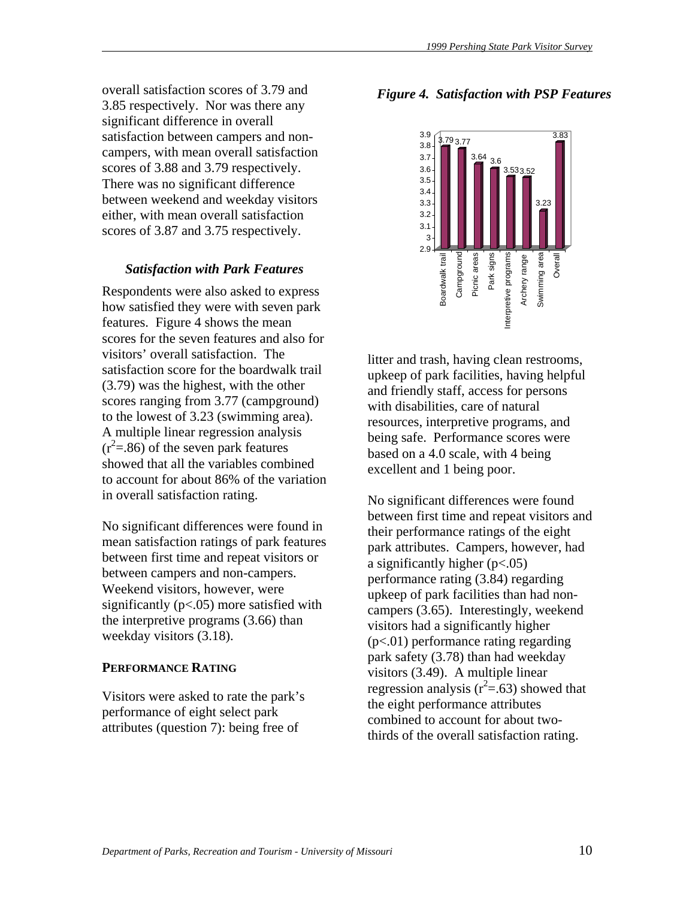overall satisfaction scores of 3.79 and 3.85 respectively. Nor was there any significant difference in overall satisfaction between campers and non-campers, with mean overall satisfaction scores of 3.88 and 3.79 respectively. There was no significant difference between weekend and weekday visitors either, with mean overall satisfaction scores of 3.87 and 3.75 respectively.

### *Satisfaction with Park Features*

Respondents were also asked to express how satisfied they were with seven park features. Figure 4 shows the mean scores for the seven features and also for visitors' overall satisfaction. The satisfaction score for the boardwalk trail (3.79) was the highest, with the other scores ranging from 3.77 (campground) to the lowest of 3.23 (swimming area). A multiple linear regression analysis ($r^2$=.86) of the seven park features showed that all the variables combined to account for about 86% of the variation in overall satisfaction rating.

No significant differences were found in mean satisfaction ratings of park features between first time and repeat visitors or between campers and non-campers. Weekend visitors, however, were significantly ($p<.05$) more satisfied with the interpretive programs (3.66) than weekday visitors (3.18).

***Figure 4. Satisfaction with PSP Features***

| Feature | Mean satisfaction |
|---|---|
| Boardwalk trail | 3.79 |
| Campground | 3.77 |
| Picnic areas | 3.64 |
| Park signs | 3.6 |
| Interpretive programs | 3.53 |
| Archery range | 3.52 |
| Swimming area | 3.23 |
| Overall | 3.83 |

## PERFORMANCE RATING

Visitors were asked to rate the park's performance of eight select park attributes (question 7): being free of litter and trash, having clean restrooms, upkeep of park facilities, having helpful and friendly staff, access for persons with disabilities, care of natural resources, interpretive programs, and being safe. Performance scores were based on a 4.0 scale, with 4 being excellent and 1 being poor.

No significant differences were found between first time and repeat visitors and their performance ratings of the eight park attributes. Campers, however, had a significantly higher ($p<.05$) performance rating (3.84) regarding upkeep of park facilities than had non-campers (3.65). Interestingly, weekend visitors had a significantly higher ($p<.01$) performance rating regarding park safety (3.78) than had weekday visitors (3.49). A multiple linear regression analysis ($r^2$=.63) showed that the eight performance attributes combined to account for about two-thirds of the overall satisfaction rating.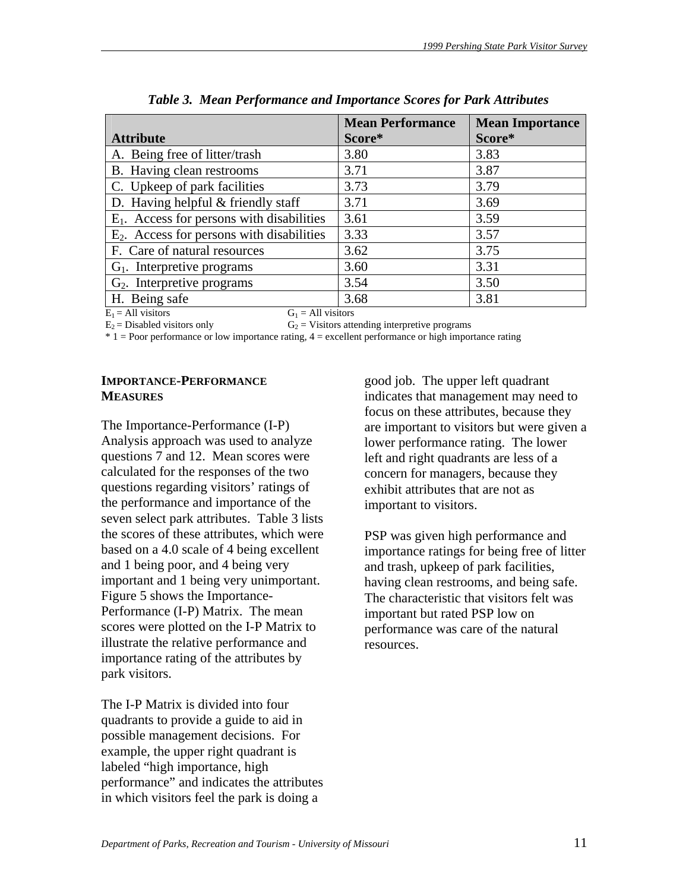***Table 3. Mean Performance and Importance Scores for Park Attributes***

| Attribute | Mean Performance Score* | Mean Importance Score* |
|---|---|---|
| A. Being free of litter/trash | 3.80 | 3.83 |
| B. Having clean restrooms | 3.71 | 3.87 |
| C. Upkeep of park facilities | 3.73 | 3.79 |
| D. Having helpful & friendly staff | 3.71 | 3.69 |
| $E_1$. Access for persons with disabilities | 3.61 | 3.59 |
| $E_2$. Access for persons with disabilities | 3.33 | 3.57 |
| F. Care of natural resources | 3.62 | 3.75 |
| $G_1$. Interpretive programs | 3.60 | 3.31 |
| $G_2$. Interpretive programs | 3.54 | 3.50 |
| H. Being safe | 3.68 | 3.81 |

$E_1$ = All visitors  $G_1$ = All visitors
$E_2$ = Disabled visitors only  $G_2$ = Visitors attending interpretive programs
\* 1 = Poor performance or low importance rating, 4 = excellent performance or high importance rating

**IMPORTANCE-PERFORMANCE MEASURES**

The Importance-Performance (I-P) Analysis approach was used to analyze questions 7 and 12. Mean scores were calculated for the responses of the two questions regarding visitors' ratings of the performance and importance of the seven select park attributes. Table 3 lists the scores of these attributes, which were based on a 4.0 scale of 4 being excellent and 1 being poor, and 4 being very important and 1 being very unimportant. Figure 5 shows the Importance-Performance (I-P) Matrix. The mean scores were plotted on the I-P Matrix to illustrate the relative performance and importance rating of the attributes by park visitors.

The I-P Matrix is divided into four quadrants to provide a guide to aid in possible management decisions. For example, the upper right quadrant is labeled "high importance, high performance" and indicates the attributes in which visitors feel the park is doing a good job. The upper left quadrant indicates that management may need to focus on these attributes, because they are important to visitors but were given a lower performance rating. The lower left and right quadrants are less of a concern for managers, because they exhibit attributes that are not as important to visitors.

PSP was given high performance and importance ratings for being free of litter and trash, upkeep of park facilities, having clean restrooms, and being safe. The characteristic that visitors felt was important but rated PSP low on performance was care of the natural resources.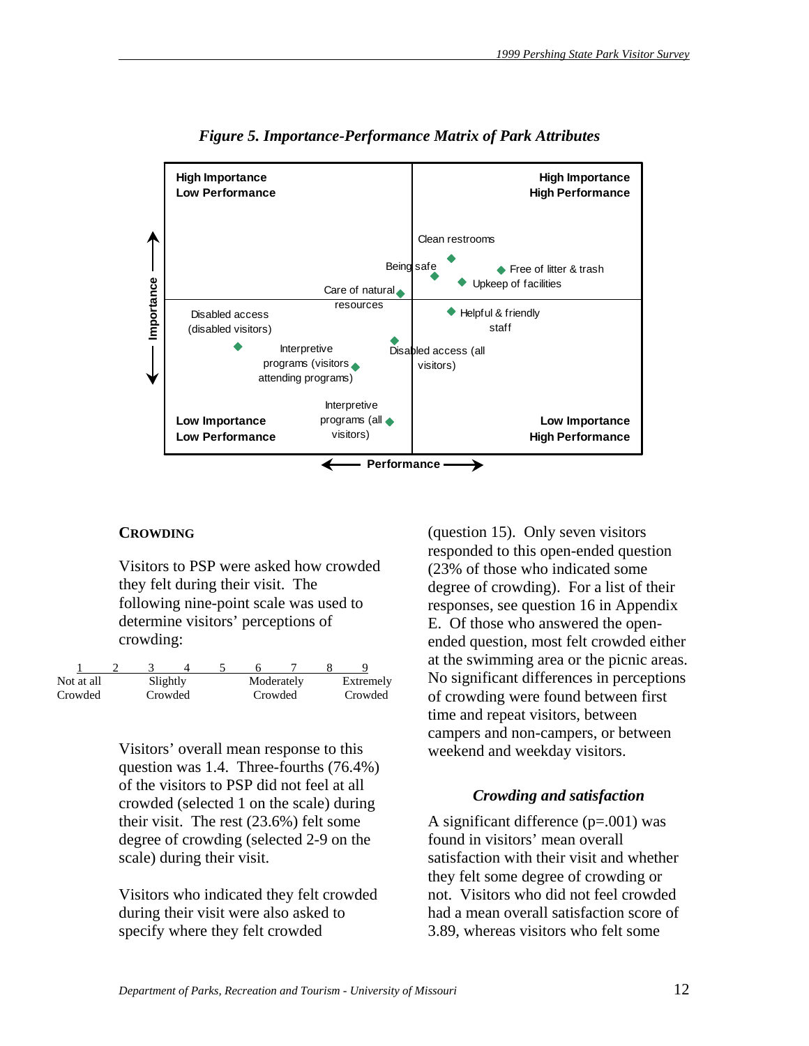*Figure 5. Importance-Performance Matrix of Park Attributes*

| | Low Performance | High Performance |
|---|---|---|
| **High Importance** | Care of natural resources | Clean restrooms; Being safe; Free of litter & trash; Upkeep of facilities |
| **Low Importance** | Disabled access (disabled visitors); Interpretive programs (visitors attending programs); Disabled access (all visitors); Interpretive programs (all visitors) | Helpful & friendly staff |

## CROWDING

Visitors to PSP were asked how crowded they felt during their visit. The following nine-point scale was used to determine visitors' perceptions of crowding:

| 1 | 2 | 3 | 4 | 5 | 6 | 7 | 8 | 9 |
|---|---|---|---|---|---|---|---|---|
| Not at all Crowded | | Slightly Crowded | | | Moderately Crowded | | | Extremely Crowded |

Visitors' overall mean response to this question was 1.4. Three-fourths (76.4%) of the visitors to PSP did not feel at all crowded (selected 1 on the scale) during their visit. The rest (23.6%) felt some degree of crowding (selected 2-9 on the scale) during their visit.

Visitors who indicated they felt crowded during their visit were also asked to specify where they felt crowded (question 15). Only seven visitors responded to this open-ended question (23% of those who indicated some degree of crowding). For a list of their responses, see question 16 in Appendix E. Of those who answered the open-ended question, most felt crowded either at the swimming area or the picnic areas. No significant differences in perceptions of crowding were found between first time and repeat visitors, between campers and non-campers, or between weekend and weekday visitors.

### *Crowding and satisfaction*

A significant difference ($p=.001$) was found in visitors' mean overall satisfaction with their visit and whether they felt some degree of crowding or not. Visitors who did not feel crowded had a mean overall satisfaction score of 3.89, whereas visitors who felt some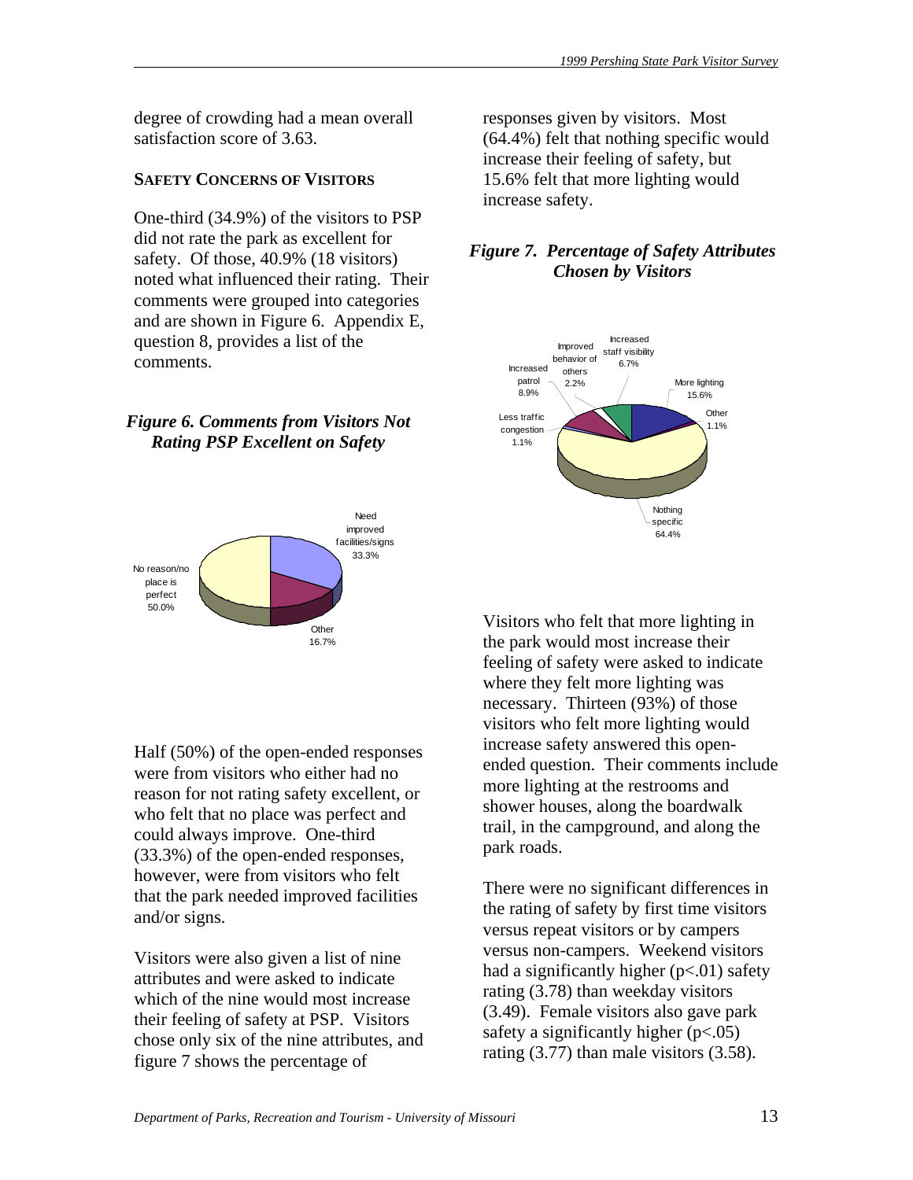degree of crowding had a mean overall satisfaction score of 3.63.

### SAFETY CONCERNS OF VISITORS

One-third (34.9%) of the visitors to PSP did not rate the park as excellent for safety. Of those, 40.9% (18 visitors) noted what influenced their rating. Their comments were grouped into categories and are shown in Figure 6. Appendix E, question 8, provides a list of the comments.

***Figure 6. Comments from Visitors Not Rating PSP Excellent on Safety***

Need improved facilities/signs 33.3%

Other 16.7%

No reason/no place is perfect 50.0%

Half (50%) of the open-ended responses were from visitors who either had no reason for not rating safety excellent, or who felt that no place was perfect and could always improve. One-third (33.3%) of the open-ended responses, however, were from visitors who felt that the park needed improved facilities and/or signs.

Visitors were also given a list of nine attributes and were asked to indicate which of the nine would most increase their feeling of safety at PSP. Visitors chose only six of the nine attributes, and figure 7 shows the percentage of responses given by visitors. Most (64.4%) felt that nothing specific would increase their feeling of safety, but 15.6% felt that more lighting would increase safety.

***Figure 7. Percentage of Safety Attributes Chosen by Visitors***

Increased staff visibility 6.7%

Improved behavior of others 2.2%

Increased patrol 8.9%

More lighting 15.6%

Other 1.1%

Less traffic congestion 1.1%

Nothing specific 64.4%

Visitors who felt that more lighting in the park would most increase their feeling of safety were asked to indicate where they felt more lighting was necessary. Thirteen (93%) of those visitors who felt more lighting would increase safety answered this open-ended question. Their comments include more lighting at the restrooms and shower houses, along the boardwalk trail, in the campground, and along the park roads.

There were no significant differences in the rating of safety by first time visitors versus repeat visitors or by campers versus non-campers. Weekend visitors had a significantly higher ($p<.01$) safety rating (3.78) than weekday visitors (3.49). Female visitors also gave park safety a significantly higher ($p<.05$) rating (3.77) than male visitors (3.58).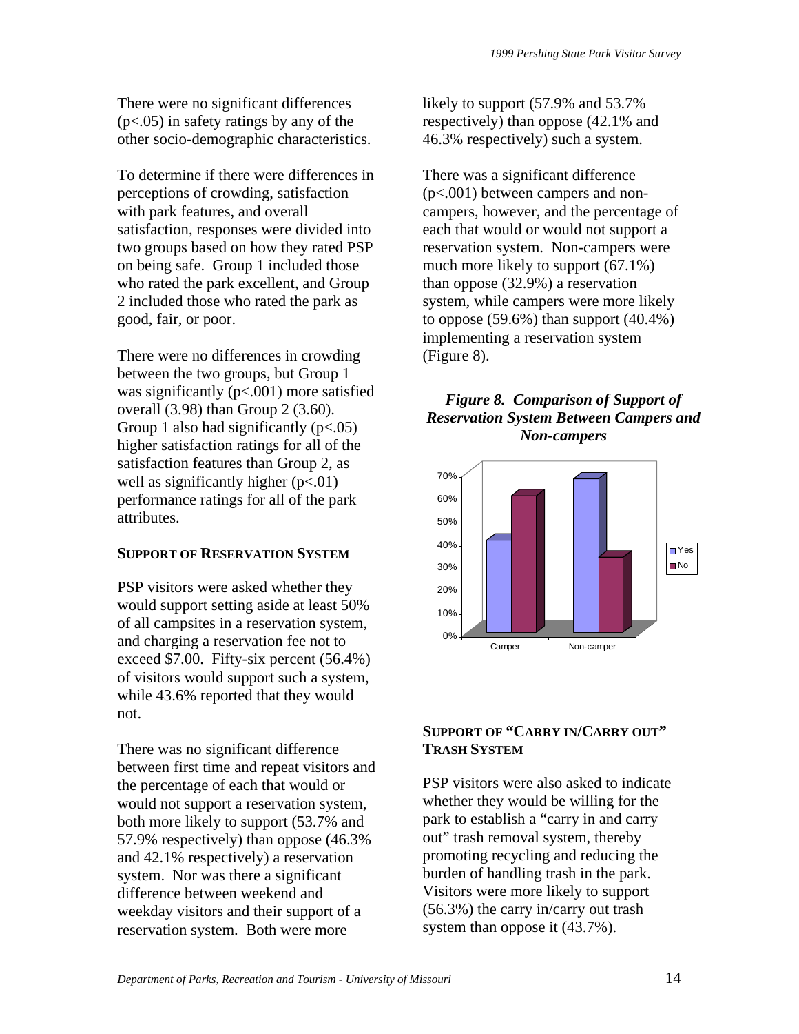There were no significant differences ($p<.05$) in safety ratings by any of the other socio-demographic characteristics.

To determine if there were differences in perceptions of crowding, satisfaction with park features, and overall satisfaction, responses were divided into two groups based on how they rated PSP on being safe. Group 1 included those who rated the park excellent, and Group 2 included those who rated the park as good, fair, or poor.

There were no differences in crowding between the two groups, but Group 1 was significantly ($p<.001$) more satisfied overall (3.98) than Group 2 (3.60). Group 1 also had significantly ($p<.05$) higher satisfaction ratings for all of the satisfaction features than Group 2, as well as significantly higher ($p<.01$) performance ratings for all of the park attributes.

## SUPPORT OF RESERVATION SYSTEM

PSP visitors were asked whether they would support setting aside at least 50% of all campsites in a reservation system, and charging a reservation fee not to exceed $7.00. Fifty-six percent (56.4%) of visitors would support such a system, while 43.6% reported that they would not.

There was no significant difference between first time and repeat visitors and the percentage of each that would or would not support a reservation system, both more likely to support (53.7% and 57.9% respectively) than oppose (46.3% and 42.1% respectively) a reservation system. Nor was there a significant difference between weekend and weekday visitors and their support of a reservation system. Both were more likely to support (57.9% and 53.7% respectively) than oppose (42.1% and 46.3% respectively) such a system.

There was a significant difference ($p<.001$) between campers and non-campers, however, and the percentage of each that would or would not support a reservation system. Non-campers were much more likely to support (67.1%) than oppose (32.9%) a reservation system, while campers were more likely to oppose (59.6%) than support (40.4%) implementing a reservation system (Figure 8).

***Figure 8. Comparison of Support of Reservation System Between Campers and Non-campers***

## SUPPORT OF "CARRY IN/CARRY OUT" TRASH SYSTEM

PSP visitors were also asked to indicate whether they would be willing for the park to establish a "carry in and carry out" trash removal system, thereby promoting recycling and reducing the burden of handling trash in the park. Visitors were more likely to support (56.3%) the carry in/carry out trash system than oppose it (43.7%).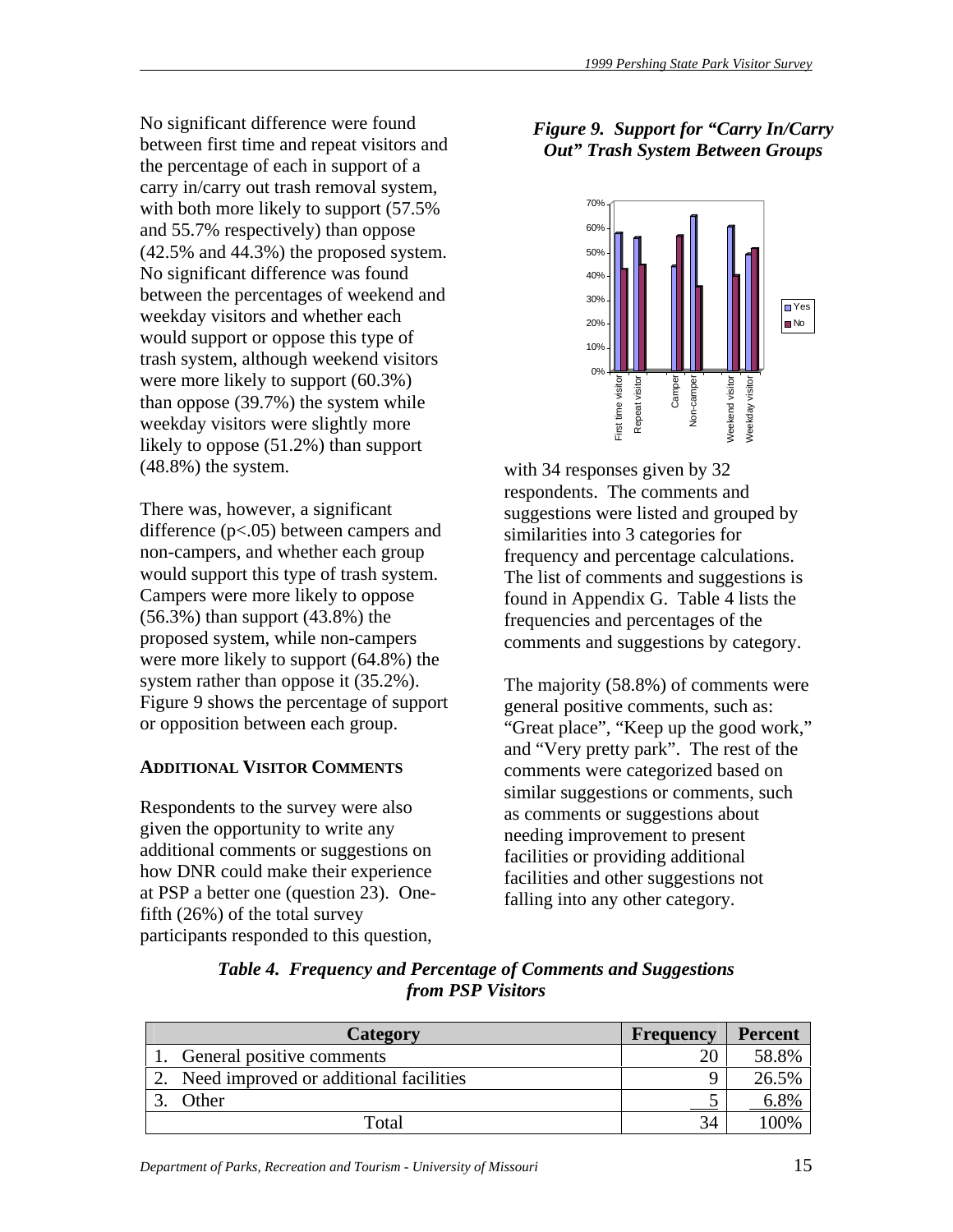No significant difference were found between first time and repeat visitors and the percentage of each in support of a carry in/carry out trash removal system, with both more likely to support (57.5% and 55.7% respectively) than oppose (42.5% and 44.3%) the proposed system. No significant difference was found between the percentages of weekend and weekday visitors and whether each would support or oppose this type of trash system, although weekend visitors were more likely to support (60.3%) than oppose (39.7%) the system while weekday visitors were slightly more likely to oppose (51.2%) than support (48.8%) the system.

There was, however, a significant difference ($p<.05$) between campers and non-campers, and whether each group would support this type of trash system. Campers were more likely to oppose (56.3%) than support (43.8%) the proposed system, while non-campers were more likely to support (64.8%) the system rather than oppose it (35.2%). Figure 9 shows the percentage of support or opposition between each group.

***Figure 9. Support for "Carry In/Carry Out" Trash System Between Groups***

## ADDITIONAL VISITOR COMMENTS

Respondents to the survey were also given the opportunity to write any additional comments or suggestions on how DNR could make their experience at PSP a better one (question 23). One-fifth (26%) of the total survey participants responded to this question, with 34 responses given by 32 respondents. The comments and suggestions were listed and grouped by similarities into 3 categories for frequency and percentage calculations. The list of comments and suggestions is found in Appendix G. Table 4 lists the frequencies and percentages of the comments and suggestions by category.

The majority (58.8%) of comments were general positive comments, such as: "Great place", "Keep up the good work," and "Very pretty park". The rest of the comments were categorized based on similar suggestions or comments, such as comments or suggestions about needing improvement to present facilities or providing additional facilities and other suggestions not falling into any other category.

***Table 4. Frequency and Percentage of Comments and Suggestions from PSP Visitors***

| Category | Frequency | Percent |
|---|---|---|
| 1. General positive comments | 20 | 58.8% |
| 2. Need improved or additional facilities | 9 | 26.5% |
| 3. Other | 5 | 6.8% |
| Total | 34 | 100% |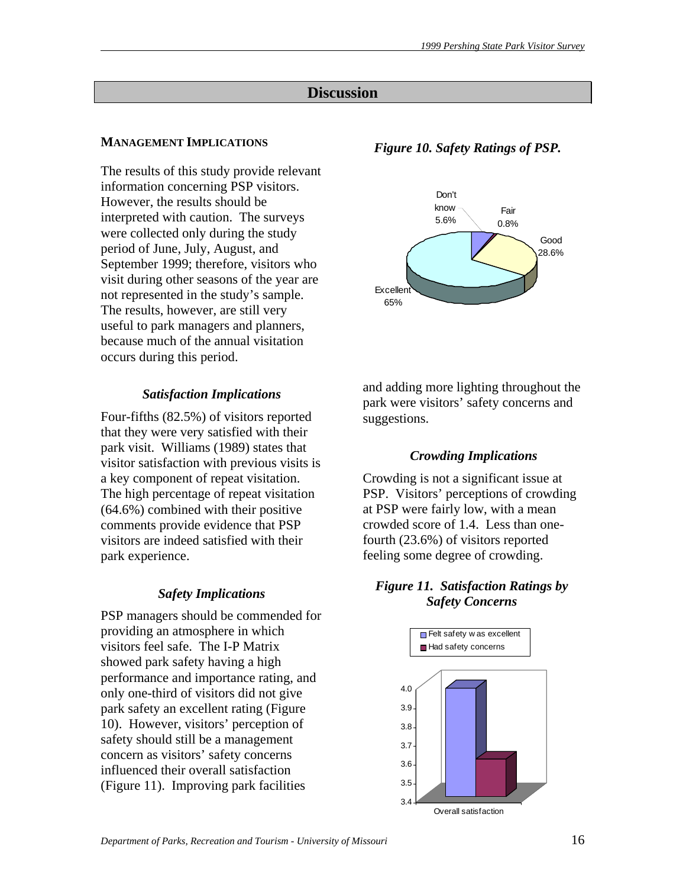# Discussion

## MANAGEMENT IMPLICATIONS

The results of this study provide relevant information concerning PSP visitors. However, the results should be interpreted with caution. The surveys were collected only during the study period of June, July, August, and September 1999; therefore, visitors who visit during other seasons of the year are not represented in the study's sample. The results, however, are still very useful to park managers and planners, because much of the annual visitation occurs during this period.

### *Satisfaction Implications*

Four-fifths (82.5%) of visitors reported that they were very satisfied with their park visit. Williams (1989) states that visitor satisfaction with previous visits is a key component of repeat visitation. The high percentage of repeat visitation (64.6%) combined with their positive comments provide evidence that PSP visitors are indeed satisfied with their park experience.

### *Safety Implications*

PSP managers should be commended for providing an atmosphere in which visitors feel safe. The I-P Matrix showed park safety having a high performance and importance rating, and only one-third of visitors did not give park safety an excellent rating (Figure 10). However, visitors' perception of safety should still be a management concern as visitors' safety concerns influenced their overall satisfaction (Figure 11). Improving park facilities and adding more lighting throughout the park were visitors' safety concerns and suggestions.

***Figure 10. Safety Ratings of PSP.***

Excellent 65%; Good 28.6%; Fair 0.8%; Don't know 5.6%

### *Crowding Implications*

Crowding is not a significant issue at PSP. Visitors' perceptions of crowding at PSP were fairly low, with a mean crowded score of 1.4. Less than one-fourth (23.6%) of visitors reported feeling some degree of crowding.

***Figure 11. Satisfaction Ratings by Safety Concerns***

Felt safety was excellent; Had safety concerns

Overall satisfaction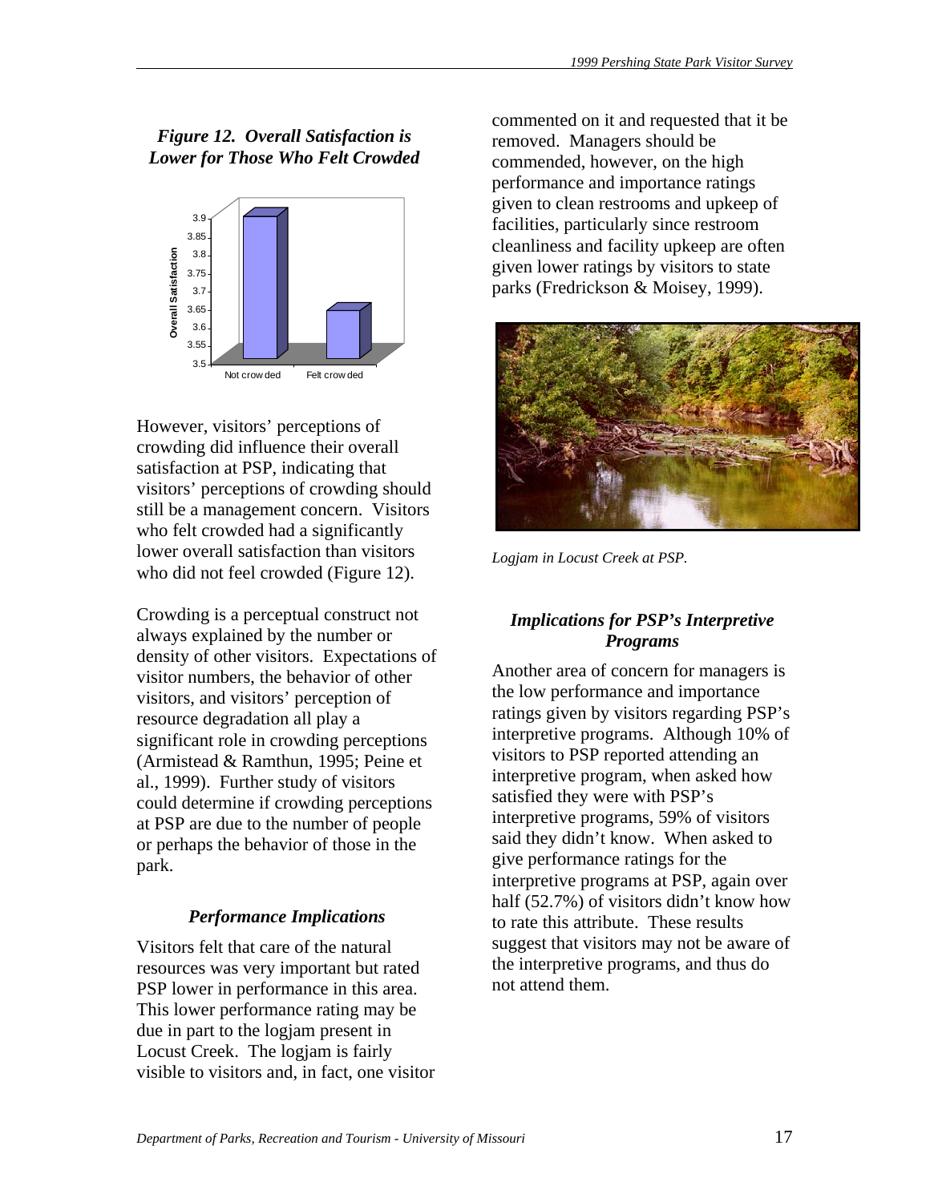*Figure 12. Overall Satisfaction is Lower for Those Who Felt Crowded*

However, visitors' perceptions of crowding did influence their overall satisfaction at PSP, indicating that visitors' perceptions of crowding should still be a management concern. Visitors who felt crowded had a significantly lower overall satisfaction than visitors who did not feel crowded (Figure 12).

Crowding is a perceptual construct not always explained by the number or density of other visitors. Expectations of visitor numbers, the behavior of other visitors, and visitors' perception of resource degradation all play a significant role in crowding perceptions (Armistead & Ramthun, 1995; Peine et al., 1999). Further study of visitors could determine if crowding perceptions at PSP are due to the number of people or perhaps the behavior of those in the park.

### *Performance Implications*

Visitors felt that care of the natural resources was very important but rated PSP lower in performance in this area. This lower performance rating may be due in part to the logjam present in Locust Creek. The logjam is fairly visible to visitors and, in fact, one visitor commented on it and requested that it be removed. Managers should be commended, however, on the high performance and importance ratings given to clean restrooms and upkeep of facilities, particularly since restroom cleanliness and facility upkeep are often given lower ratings by visitors to state parks (Fredrickson & Moisey, 1999).

*Logjam in Locust Creek at PSP.*

### *Implications for PSP's Interpretive Programs*

Another area of concern for managers is the low performance and importance ratings given by visitors regarding PSP's interpretive programs. Although 10% of visitors to PSP reported attending an interpretive program, when asked how satisfied they were with PSP's interpretive programs, 59% of visitors said they didn't know. When asked to give performance ratings for the interpretive programs at PSP, again over half (52.7%) of visitors didn't know how to rate this attribute. These results suggest that visitors may not be aware of the interpretive programs, and thus do not attend them.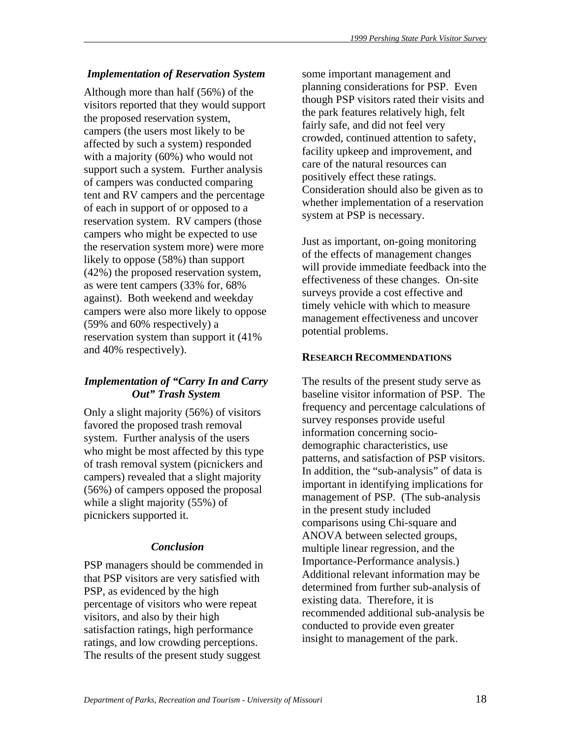### *Implementation of Reservation System*

Although more than half (56%) of the visitors reported that they would support the proposed reservation system, campers (the users most likely to be affected by such a system) responded with a majority (60%) who would not support such a system. Further analysis of campers was conducted comparing tent and RV campers and the percentage of each in support of or opposed to a reservation system. RV campers (those campers who might be expected to use the reservation system more) were more likely to oppose (58%) than support (42%) the proposed reservation system, as were tent campers (33% for, 68% against). Both weekend and weekday campers were also more likely to oppose (59% and 60% respectively) a reservation system than support it (41% and 40% respectively).

### *Implementation of "Carry In and Carry Out" Trash System*

Only a slight majority (56%) of visitors favored the proposed trash removal system. Further analysis of the users who might be most affected by this type of trash removal system (picnickers and campers) revealed that a slight majority (56%) of campers opposed the proposal while a slight majority (55%) of picnickers supported it.

### *Conclusion*

PSP managers should be commended in that PSP visitors are very satisfied with PSP, as evidenced by the high percentage of visitors who were repeat visitors, and also by their high satisfaction ratings, high performance ratings, and low crowding perceptions. The results of the present study suggest some important management and planning considerations for PSP. Even though PSP visitors rated their visits and the park features relatively high, felt fairly safe, and did not feel very crowded, continued attention to safety, facility upkeep and improvement, and care of the natural resources can positively effect these ratings. Consideration should also be given as to whether implementation of a reservation system at PSP is necessary.

Just as important, on-going monitoring of the effects of management changes will provide immediate feedback into the effectiveness of these changes. On-site surveys provide a cost effective and timely vehicle with which to measure management effectiveness and uncover potential problems.

## RESEARCH RECOMMENDATIONS

The results of the present study serve as baseline visitor information of PSP. The frequency and percentage calculations of survey responses provide useful information concerning socio-demographic characteristics, use patterns, and satisfaction of PSP visitors. In addition, the "sub-analysis" of data is important in identifying implications for management of PSP. (The sub-analysis in the present study included comparisons using Chi-square and ANOVA between selected groups, multiple linear regression, and the Importance-Performance analysis.) Additional relevant information may be determined from further sub-analysis of existing data. Therefore, it is recommended additional sub-analysis be conducted to provide even greater insight to management of the park.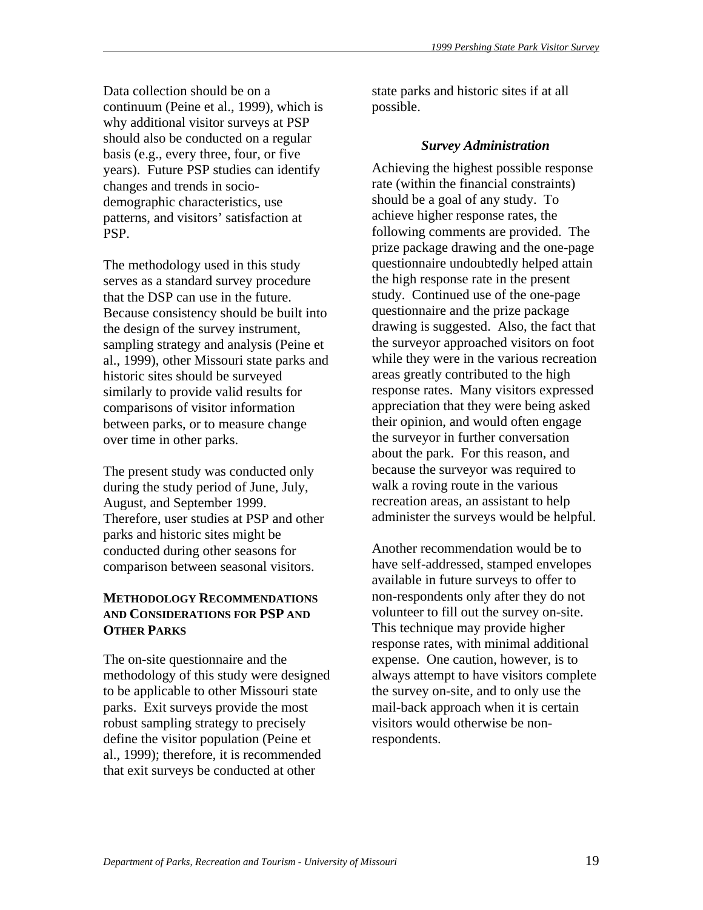Data collection should be on a continuum (Peine et al., 1999), which is why additional visitor surveys at PSP should also be conducted on a regular basis (e.g., every three, four, or five years). Future PSP studies can identify changes and trends in socio-demographic characteristics, use patterns, and visitors' satisfaction at PSP.

The methodology used in this study serves as a standard survey procedure that the DSP can use in the future. Because consistency should be built into the design of the survey instrument, sampling strategy and analysis (Peine et al., 1999), other Missouri state parks and historic sites should be surveyed similarly to provide valid results for comparisons of visitor information between parks, or to measure change over time in other parks.

The present study was conducted only during the study period of June, July, August, and September 1999. Therefore, user studies at PSP and other parks and historic sites might be conducted during other seasons for comparison between seasonal visitors.

## METHODOLOGY RECOMMENDATIONS AND CONSIDERATIONS FOR PSP AND OTHER PARKS

The on-site questionnaire and the methodology of this study were designed to be applicable to other Missouri state parks. Exit surveys provide the most robust sampling strategy to precisely define the visitor population (Peine et al., 1999); therefore, it is recommended that exit surveys be conducted at other state parks and historic sites if at all possible.

### *Survey Administration*

Achieving the highest possible response rate (within the financial constraints) should be a goal of any study. To achieve higher response rates, the following comments are provided. The prize package drawing and the one-page questionnaire undoubtedly helped attain the high response rate in the present study. Continued use of the one-page questionnaire and the prize package drawing is suggested. Also, the fact that the surveyor approached visitors on foot while they were in the various recreation areas greatly contributed to the high response rates. Many visitors expressed appreciation that they were being asked their opinion, and would often engage the surveyor in further conversation about the park. For this reason, and because the surveyor was required to walk a roving route in the various recreation areas, an assistant to help administer the surveys would be helpful.

Another recommendation would be to have self-addressed, stamped envelopes available in future surveys to offer to non-respondents only after they do not volunteer to fill out the survey on-site. This technique may provide higher response rates, with minimal additional expense. One caution, however, is to always attempt to have visitors complete the survey on-site, and to only use the mail-back approach when it is certain visitors would otherwise be non-respondents.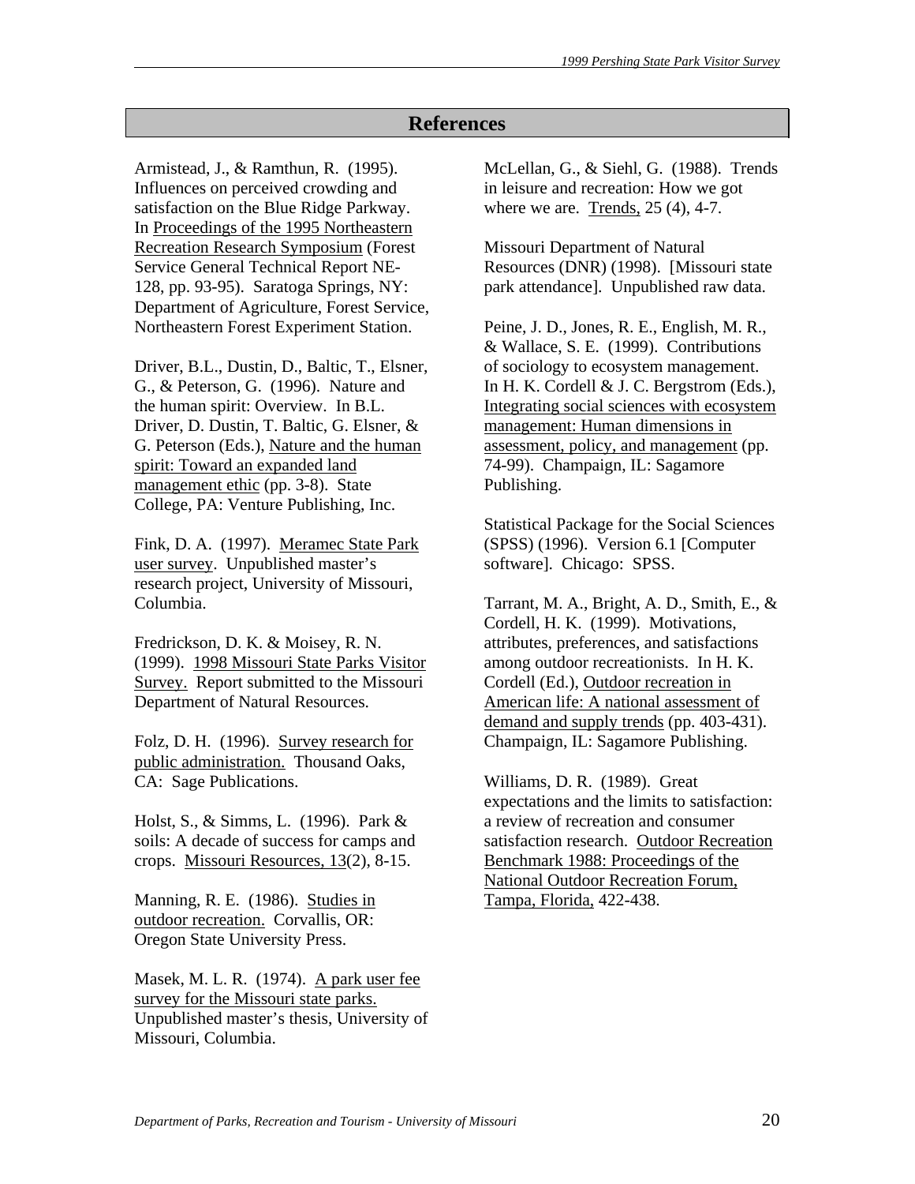## References

Armistead, J., & Ramthun, R. (1995). Influences on perceived crowding and satisfaction on the Blue Ridge Parkway. In Proceedings of the 1995 Northeastern Recreation Research Symposium (Forest Service General Technical Report NE-128, pp. 93-95). Saratoga Springs, NY: Department of Agriculture, Forest Service, Northeastern Forest Experiment Station.

Driver, B.L., Dustin, D., Baltic, T., Elsner, G., & Peterson, G. (1996). Nature and the human spirit: Overview. In B.L. Driver, D. Dustin, T. Baltic, G. Elsner, & G. Peterson (Eds.), Nature and the human spirit: Toward an expanded land management ethic (pp. 3-8). State College, PA: Venture Publishing, Inc.

Fink, D. A. (1997). Meramec State Park user survey. Unpublished master's research project, University of Missouri, Columbia.

Fredrickson, D. K. & Moisey, R. N. (1999). 1998 Missouri State Parks Visitor Survey. Report submitted to the Missouri Department of Natural Resources.

Folz, D. H. (1996). Survey research for public administration. Thousand Oaks, CA: Sage Publications.

Holst, S., & Simms, L. (1996). Park & soils: A decade of success for camps and crops. Missouri Resources, 13(2), 8-15.

Manning, R. E. (1986). Studies in outdoor recreation. Corvallis, OR: Oregon State University Press.

Masek, M. L. R. (1974). A park user fee survey for the Missouri state parks. Unpublished master's thesis, University of Missouri, Columbia.

McLellan, G., & Siehl, G. (1988). Trends in leisure and recreation: How we got where we are. Trends, 25 (4), 4-7.

Missouri Department of Natural Resources (DNR) (1998). [Missouri state park attendance]. Unpublished raw data.

Peine, J. D., Jones, R. E., English, M. R., & Wallace, S. E. (1999). Contributions of sociology to ecosystem management. In H. K. Cordell & J. C. Bergstrom (Eds.), Integrating social sciences with ecosystem management: Human dimensions in assessment, policy, and management (pp. 74-99). Champaign, IL: Sagamore Publishing.

Statistical Package for the Social Sciences (SPSS) (1996). Version 6.1 [Computer software]. Chicago: SPSS.

Tarrant, M. A., Bright, A. D., Smith, E., & Cordell, H. K. (1999). Motivations, attributes, preferences, and satisfactions among outdoor recreationists. In H. K. Cordell (Ed.), Outdoor recreation in American life: A national assessment of demand and supply trends (pp. 403-431). Champaign, IL: Sagamore Publishing.

Williams, D. R. (1989). Great expectations and the limits to satisfaction: a review of recreation and consumer satisfaction research. Outdoor Recreation Benchmark 1988: Proceedings of the National Outdoor Recreation Forum, Tampa, Florida, 422-438.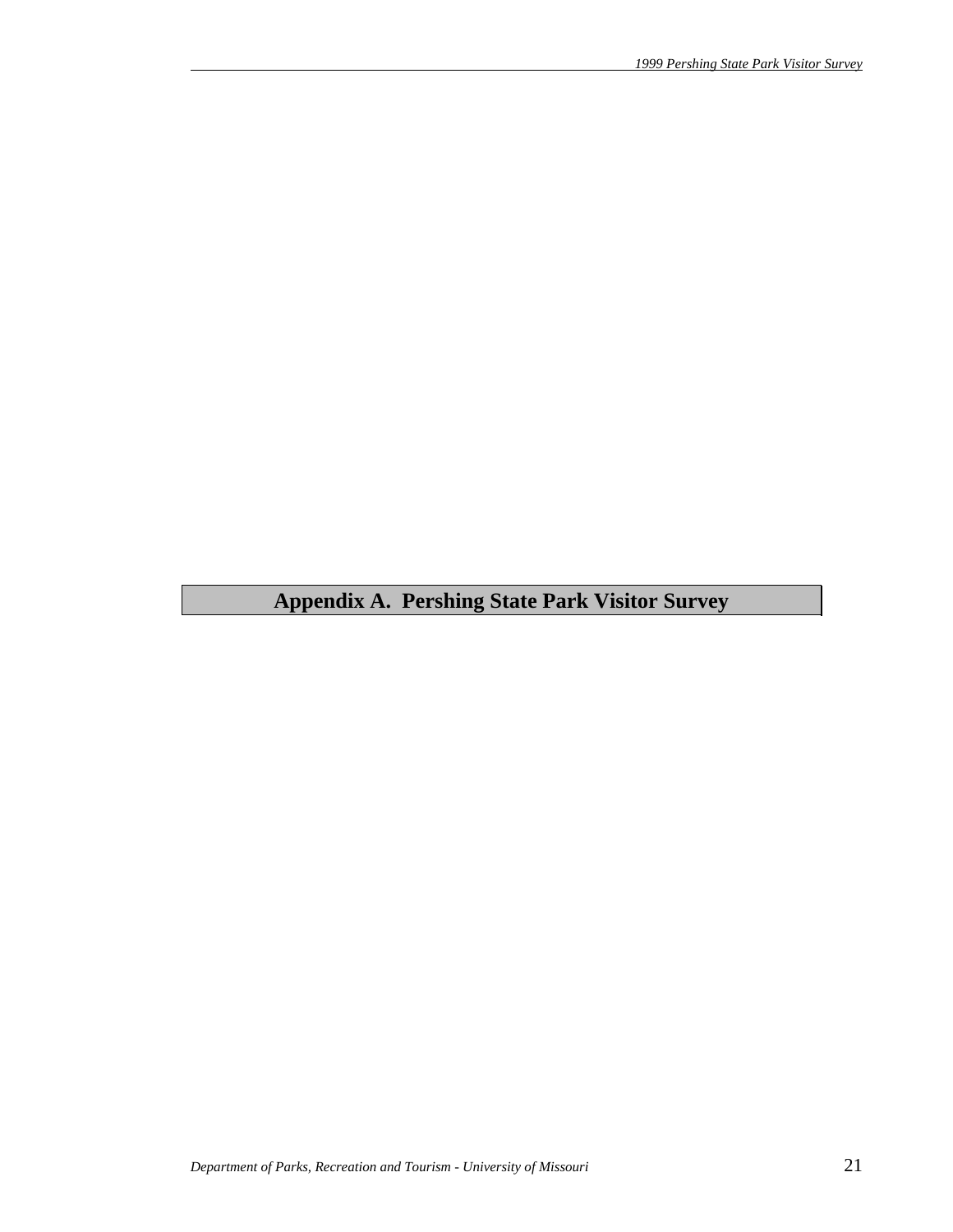# Appendix A. Pershing State Park Visitor Survey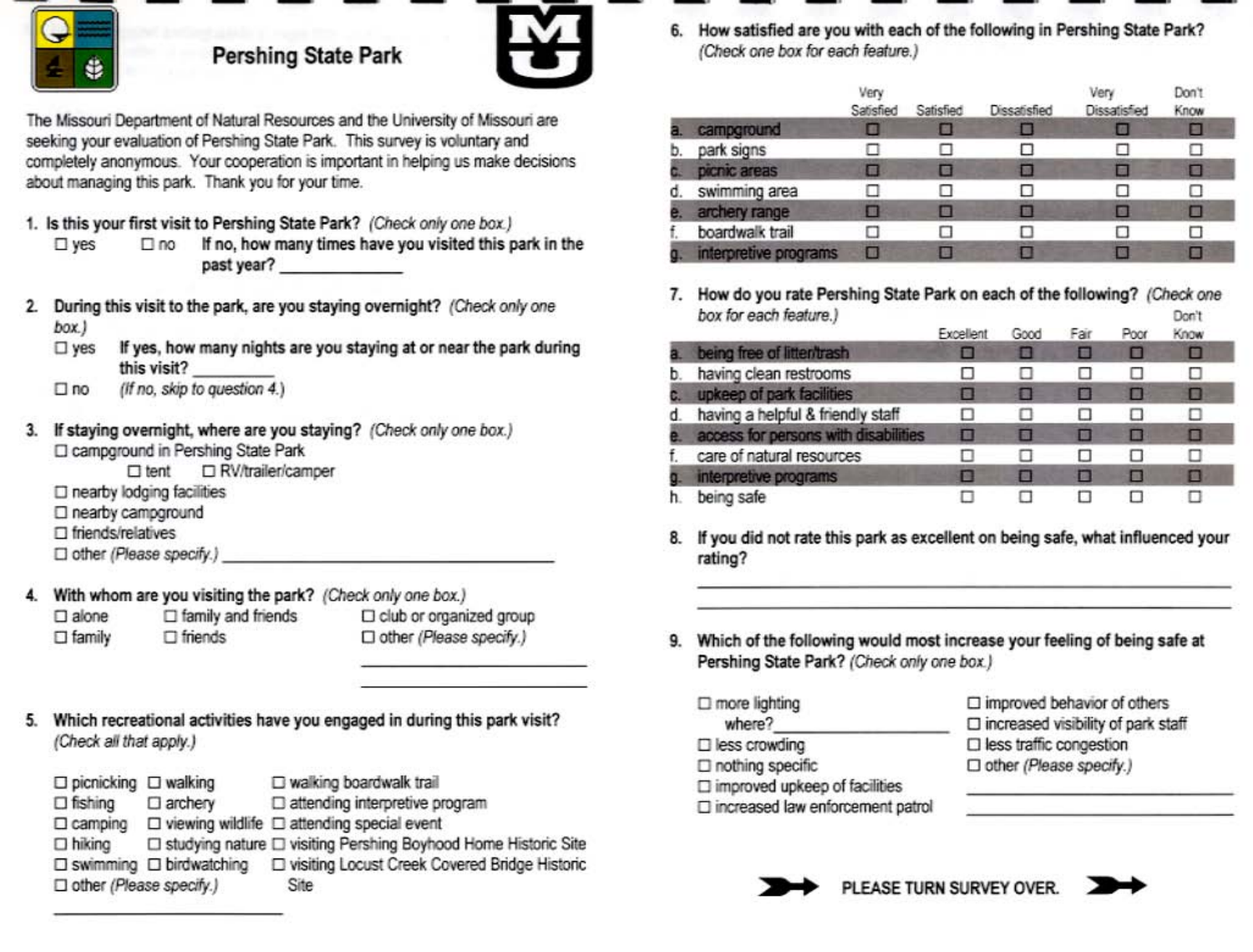# Pershing State Park

The Missouri Department of Natural Resources and the University of Missouri are seeking your evaluation of Pershing State Park. This survey is voluntary and completely anonymous. Your cooperation is important in helping us make decisions about managing this park. Thank you for your time.

**1. Is this your first visit to Pershing State Park?** *(Check only one box.)*

☐ yes ☐ no **If no, how many times have you visited this park in the past year?** ___________

**2. During this visit to the park, are you staying overnight?** *(Check only one box.)*

☐ yes **If yes, how many nights are you staying at or near the park during this visit?** ________

☐ no *(If no, skip to question 4.)*

**3. If staying overnight, where are you staying?** *(Check only one box.)*

☐ campground in Pershing State Park
  ☐ tent ☐ RV/trailer/camper
☐ nearby lodging facilities
☐ nearby campground
☐ friends/relatives
☐ other *(Please specify.)* ______________________________

**4. With whom are you visiting the park?** *(Check only one box.)*

☐ alone ☐ family and friends ☐ club or organized group
☐ family ☐ friends ☐ other *(Please specify.)* ______________

**5. Which recreational activities have you engaged in during this park visit?** *(Check all that apply.)*

☐ picnicking ☐ walking ☐ walking boardwalk trail
☐ fishing ☐ archery ☐ attending interpretive program
☐ camping ☐ viewing wildlife ☐ attending special event
☐ hiking ☐ studying nature ☐ visiting Pershing Boyhood Home Historic Site
☐ swimming ☐ birdwatching ☐ visiting Locust Creek Covered Bridge Historic Site
☐ other *(Please specify.)* ______________

**6. How satisfied are you with each of the following in Pershing State Park?** *(Check one box for each feature.)*

| | Very Satisfied | Satisfied | Dissatisfied | Very Dissatisfied | Don't Know |
|---|---|---|---|---|---|
| a. campground | ☐ | ☐ | ☐ | ☐ | ☐ |
| b. park signs | ☐ | ☐ | ☐ | ☐ | ☐ |
| c. picnic areas | ☐ | ☐ | ☐ | ☐ | ☐ |
| d. swimming area | ☐ | ☐ | ☐ | ☐ | ☐ |
| e. archery range | ☐ | ☐ | ☐ | ☐ | ☐ |
| f. boardwalk trail | ☐ | ☐ | ☐ | ☐ | ☐ |
| g. interpretive programs | ☐ | ☐ | ☐ | ☐ | ☐ |

**7. How do you rate Pershing State Park on each of the following?** *(Check one box for each feature.)*

| | Excellent | Good | Fair | Poor | Don't Know |
|---|---|---|---|---|---|
| a. being free of litter/trash | ☐ | ☐ | ☐ | ☐ | ☐ |
| b. having clean restrooms | ☐ | ☐ | ☐ | ☐ | ☐ |
| c. upkeep of park facilities | ☐ | ☐ | ☐ | ☐ | ☐ |
| d. having a helpful & friendly staff | ☐ | ☐ | ☐ | ☐ | ☐ |
| e. access for persons with disabilities | ☐ | ☐ | ☐ | ☐ | ☐ |
| f. care of natural resources | ☐ | ☐ | ☐ | ☐ | ☐ |
| g. interpretive programs | ☐ | ☐ | ☐ | ☐ | ☐ |
| h. being safe | ☐ | ☐ | ☐ | ☐ | ☐ |

**8. If you did not rate this park as excellent on being safe, what influenced your rating?**

______________________________________________

______________________________________________

**9. Which of the following would most increase your feeling of being safe at Pershing State Park?** *(Check only one box.)*

☐ more lighting
  where? ______________
☐ less crowding
☐ nothing specific
☐ improved upkeep of facilities
☐ increased law enforcement patrol
☐ improved behavior of others
☐ increased visibility of park staff
☐ less traffic congestion
☐ other *(Please specify.)* ______________

**PLEASE TURN SURVEY OVER.**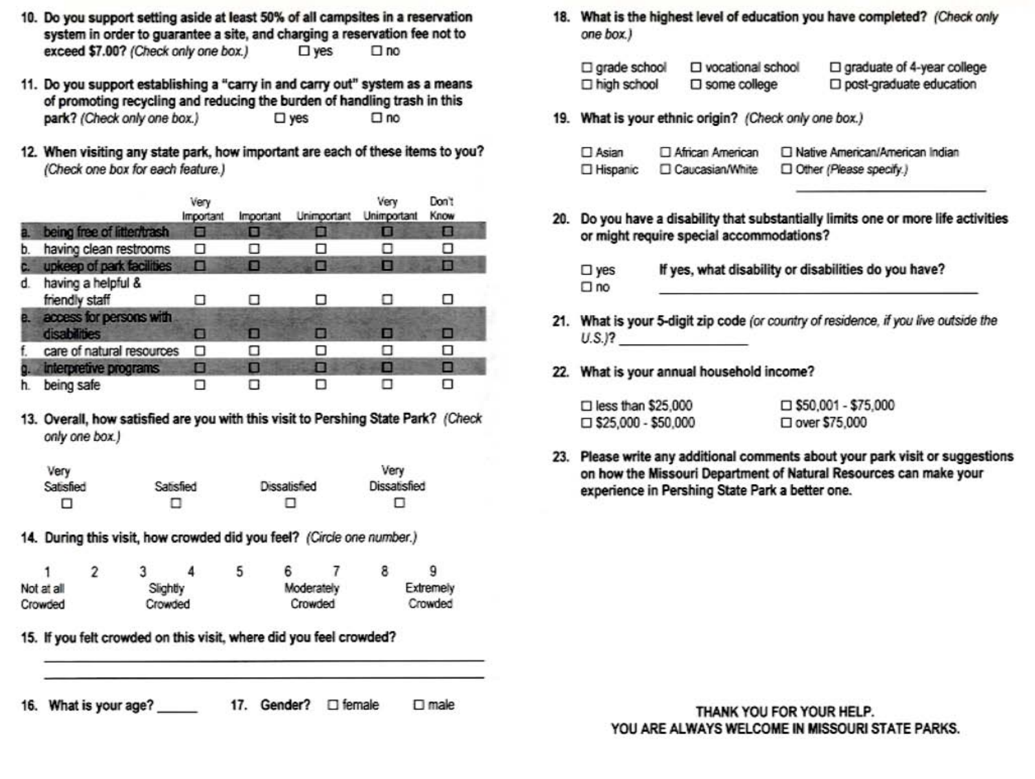10. **Do you support setting aside at least 50% of all campsites in a reservation system in order to guarantee a site, and charging a reservation fee not to exceed $7.00?** *(Check only one box.)* ☐ yes ☐ no

11. **Do you support establishing a "carry in and carry out" system as a means of promoting recycling and reducing the burden of handling trash in this park?** *(Check only one box.)* ☐ yes ☐ no

12. **When visiting any state park, how important are each of these items to you?** *(Check one box for each feature.)*

| | Very Important | Important | Unimportant | Very Unimportant | Don't Know |
|---|---|---|---|---|---|
| a. being free of litter/trash | ☐ | ☐ | ☐ | ☐ | ☐ |
| b. having clean restrooms | ☐ | ☐ | ☐ | ☐ | ☐ |
| c. upkeep of park facilities | ☐ | ☐ | ☐ | ☐ | ☐ |
| d. having a helpful & friendly staff | ☐ | ☐ | ☐ | ☐ | ☐ |
| e. access for persons with disabilities | ☐ | ☐ | ☐ | ☐ | ☐ |
| f. care of natural resources | ☐ | ☐ | ☐ | ☐ | ☐ |
| g. interpretive programs | ☐ | ☐ | ☐ | ☐ | ☐ |
| h. being safe | ☐ | ☐ | ☐ | ☐ | ☐ |

13. **Overall, how satisfied are you with this visit to Pershing State Park?** *(Check only one box.)*

| Very Satisfied | Satisfied | Dissatisfied | Very Dissatisfied |
|---|---|---|---|
| ☐ | ☐ | ☐ | ☐ |

14. **During this visit, how crowded did you feel?** *(Circle one number.)*

| 1 | 2 | 3 | 4 | 5 | 6 | 7 | 8 | 9 |
|---|---|---|---|---|---|---|---|---|
| Not at all Crowded | | Slightly Crowded | | | Moderately Crowded | | | Extremely Crowded |

15. **If you felt crowded on this visit, where did you feel crowded?**

______________________________________________

______________________________________________

16. **What is your age?** ______

17. **Gender?** ☐ female ☐ male

18. **What is the highest level of education you have completed?** *(Check only one box.)*

☐ grade school ☐ vocational school ☐ graduate of 4-year college
☐ high school ☐ some college ☐ post-graduate education

19. **What is your ethnic origin?** *(Check only one box.)*

☐ Asian ☐ African American ☐ Native American/American Indian
☐ Hispanic ☐ Caucasian/White ☐ Other *(Please specify.)* ______________

20. **Do you have a disability that substantially limits one or more life activities or might require special accommodations?**

☐ yes **If yes, what disability or disabilities do you have?**
☐ no ______________________________________________

21. **What is your 5-digit zip code** *(or country of residence, if you live outside the U.S.)*? ______________

22. **What is your annual household income?**

☐ less than $25,000 ☐ $50,001 - $75,000
☐ $25,000 - $50,000 ☐ over $75,000

23. **Please write any additional comments about your park visit or suggestions on how the Missouri Department of Natural Resources can make your experience in Pershing State Park a better one.**

THANK YOU FOR YOUR HELP.
YOU ARE ALWAYS WELCOME IN MISSOURI STATE PARKS.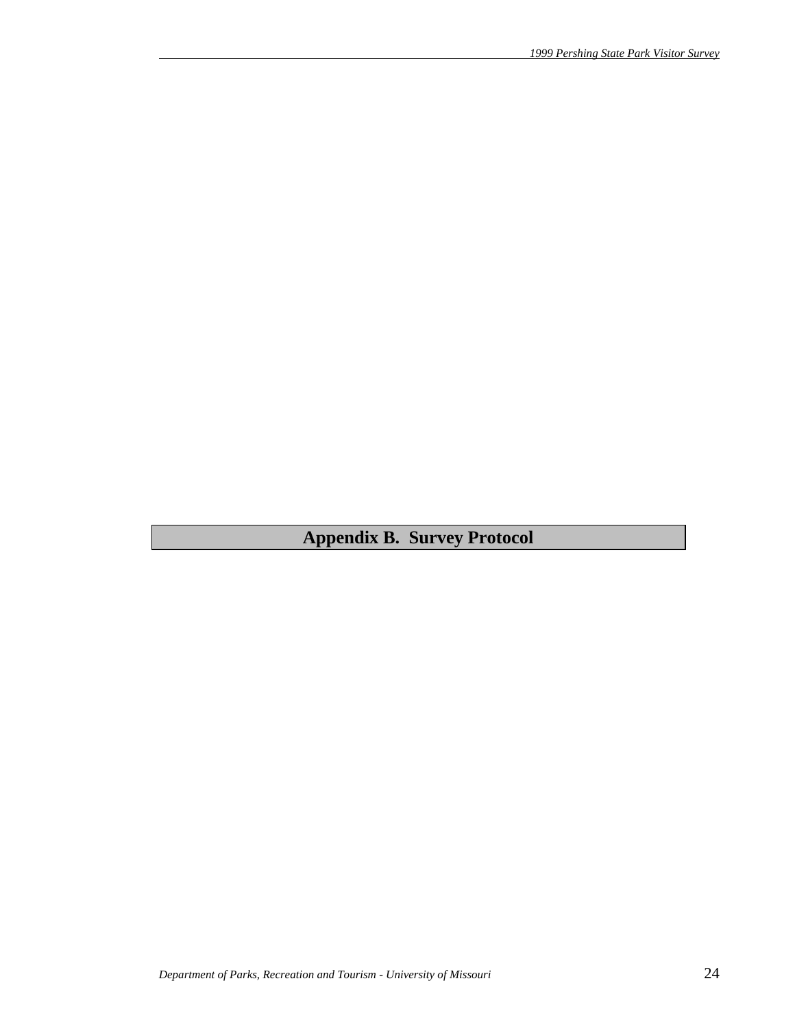# Appendix B. Survey Protocol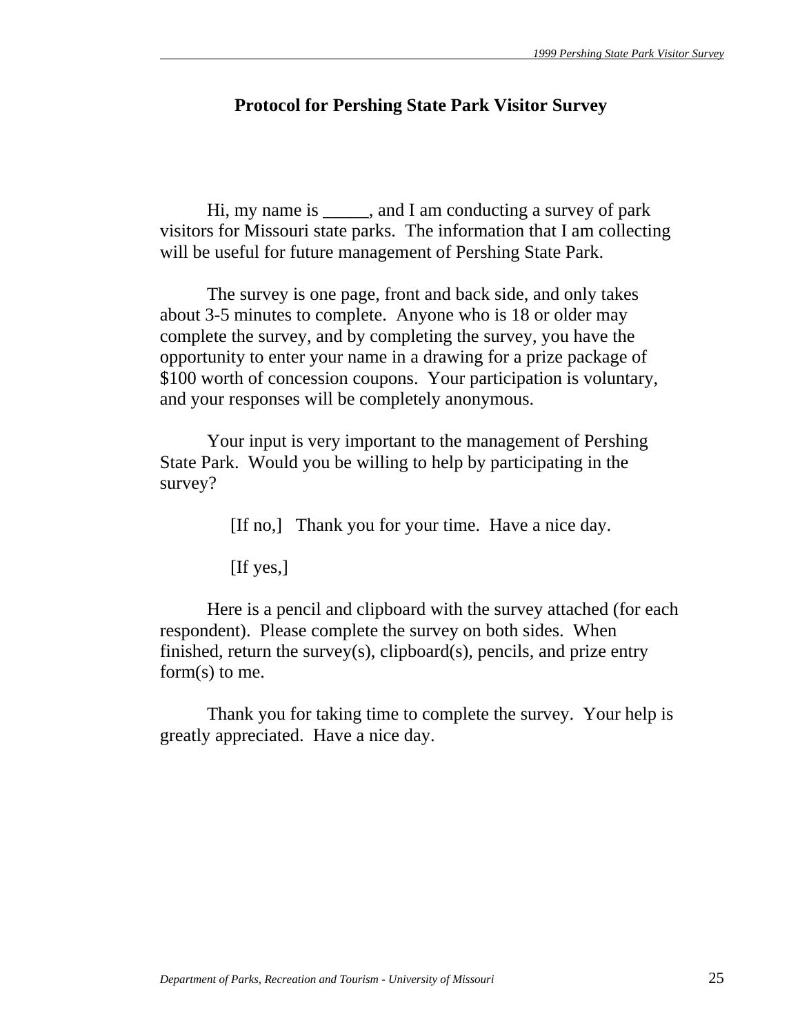## Protocol for Pershing State Park Visitor Survey

Hi, my name is _____, and I am conducting a survey of park visitors for Missouri state parks. The information that I am collecting will be useful for future management of Pershing State Park.

The survey is one page, front and back side, and only takes about 3-5 minutes to complete. Anyone who is 18 or older may complete the survey, and by completing the survey, you have the opportunity to enter your name in a drawing for a prize package of $100 worth of concession coupons. Your participation is voluntary, and your responses will be completely anonymous.

Your input is very important to the management of Pershing State Park. Would you be willing to help by participating in the survey?

[If no,] Thank you for your time. Have a nice day.

[If yes,]

Here is a pencil and clipboard with the survey attached (for each respondent). Please complete the survey on both sides. When finished, return the survey(s), clipboard(s), pencils, and prize entry form(s) to me.

Thank you for taking time to complete the survey. Your help is greatly appreciated. Have a nice day.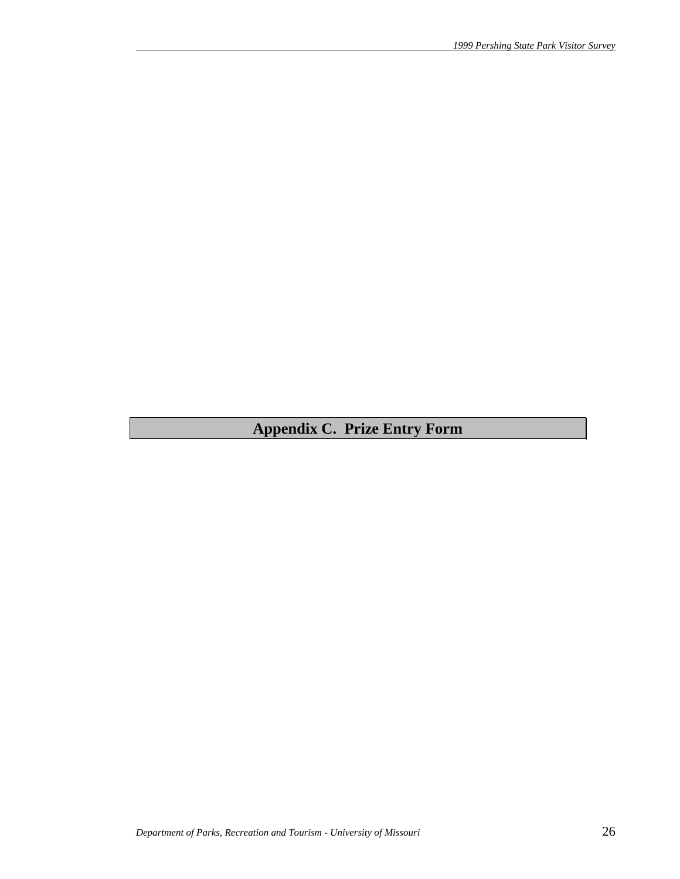# Appendix C. Prize Entry Form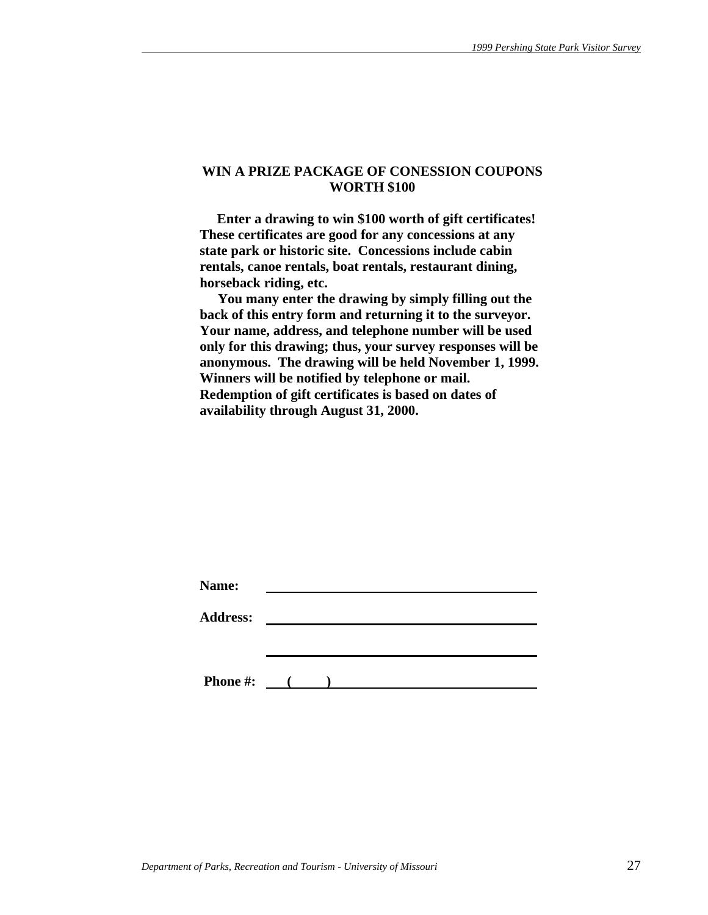## WIN A PRIZE PACKAGE OF CONESSION COUPONS WORTH $100

**Enter a drawing to win $100 worth of gift certificates! These certificates are good for any concessions at any state park or historic site. Concessions include cabin rentals, canoe rentals, boat rentals, restaurant dining, horseback riding, etc.**

**You many enter the drawing by simply filling out the back of this entry form and returning it to the surveyor. Your name, address, and telephone number will be used only for this drawing; thus, your survey responses will be anonymous. The drawing will be held November 1, 1999. Winners will be notified by telephone or mail. Redemption of gift certificates is based on dates of availability through August 31, 2000.**

**Name:** ______________________________________

**Address:** ______________________________________

______________________________________

**Phone #:** (      ) ______________________________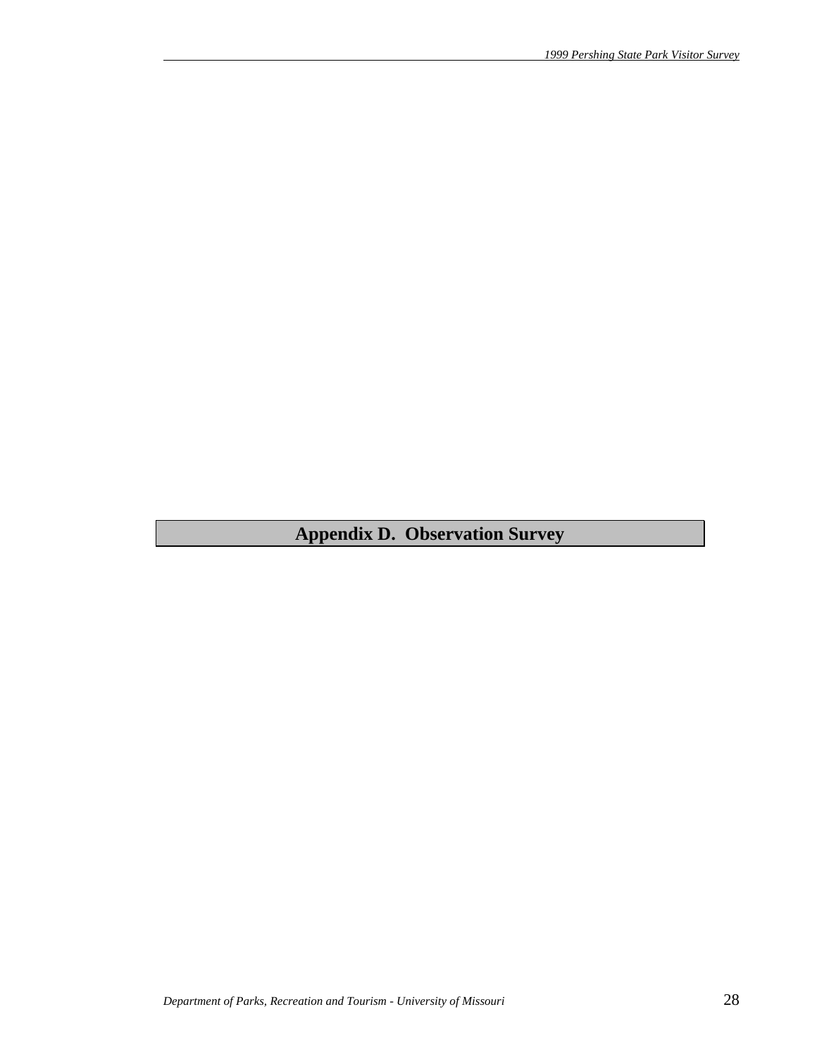# Appendix D. Observation Survey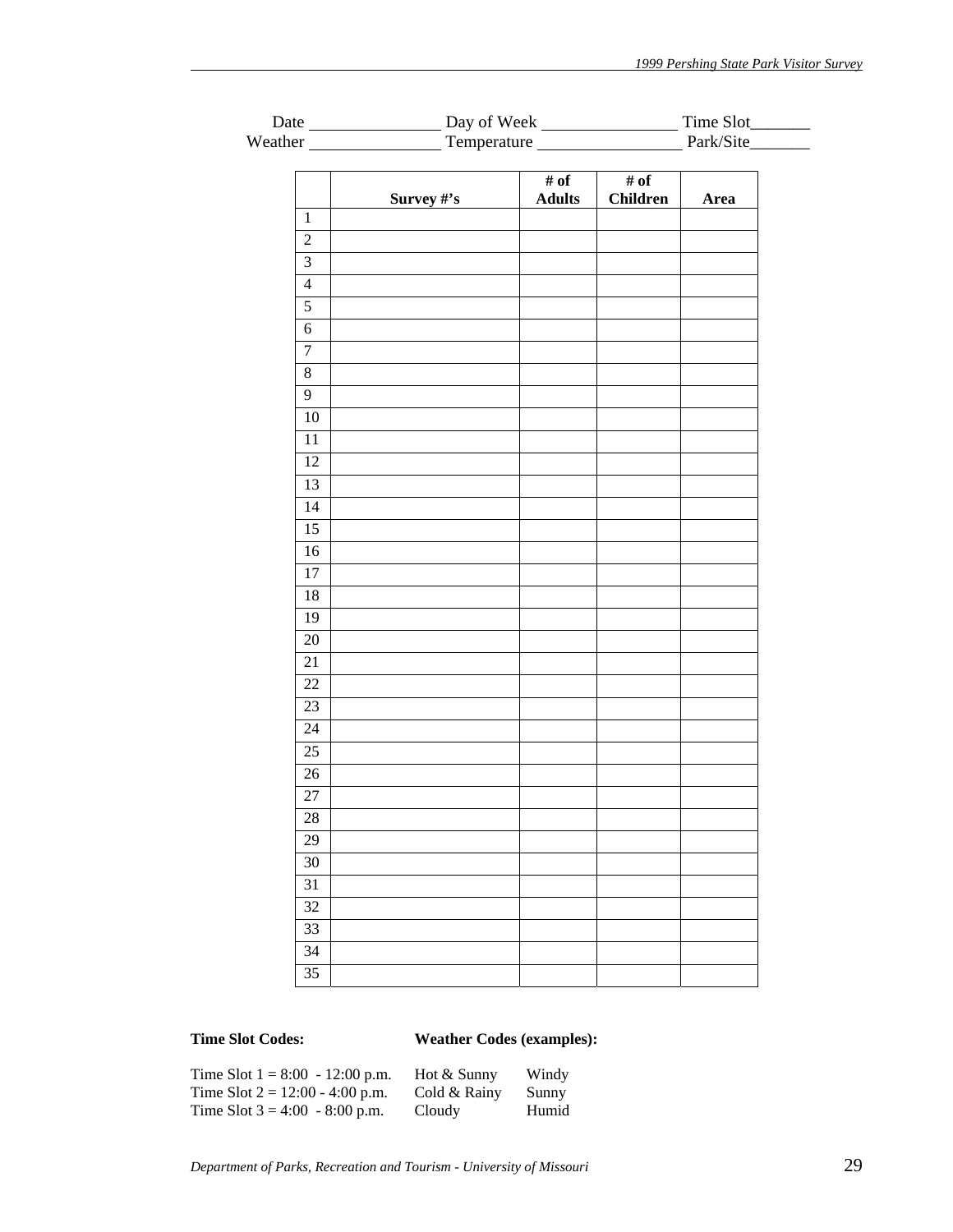Date ________________ Day of Week ________________ Time Slot_______
Weather ________________ Temperature ________________ Park/Site_______

| | Survey #'s | # of Adults | # of Children | Area |
|---|---|---|---|---|
| 1 | | | | |
| 2 | | | | |
| 3 | | | | |
| 4 | | | | |
| 5 | | | | |
| 6 | | | | |
| 7 | | | | |
| 8 | | | | |
| 9 | | | | |
| 10 | | | | |
| 11 | | | | |
| 12 | | | | |
| 13 | | | | |
| 14 | | | | |
| 15 | | | | |
| 16 | | | | |
| 17 | | | | |
| 18 | | | | |
| 19 | | | | |
| 20 | | | | |
| 21 | | | | |
| 22 | | | | |
| 23 | | | | |
| 24 | | | | |
| 25 | | | | |
| 26 | | | | |
| 27 | | | | |
| 28 | | | | |
| 29 | | | | |
| 30 | | | | |
| 31 | | | | |
| 32 | | | | |
| 33 | | | | |
| 34 | | | | |
| 35 | | | | |

**Time Slot Codes:**

Time Slot 1 = 8:00 - 12:00 p.m.
Time Slot 2 = 12:00 - 4:00 p.m.
Time Slot 3 = 4:00 - 8:00 p.m.

**Weather Codes (examples):**

| | |
|---|---|
| Hot & Sunny | Windy |
| Cold & Rainy | Sunny |
| Cloudy | Humid |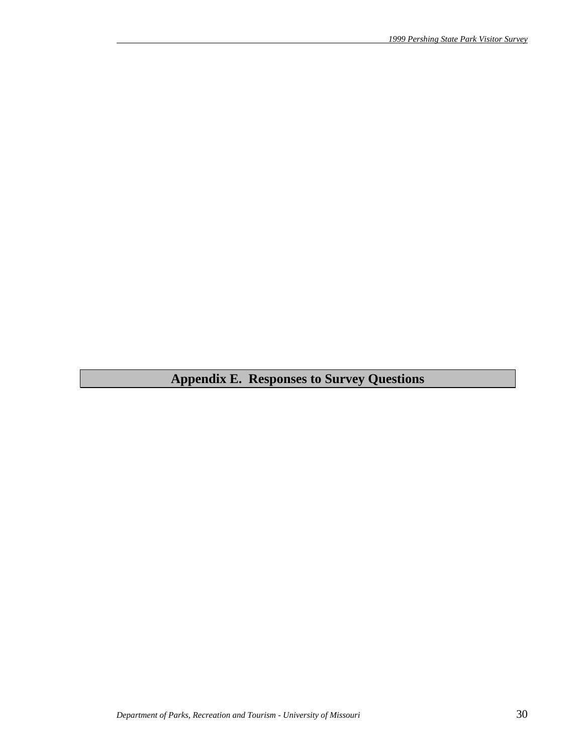# Appendix E. Responses to Survey Questions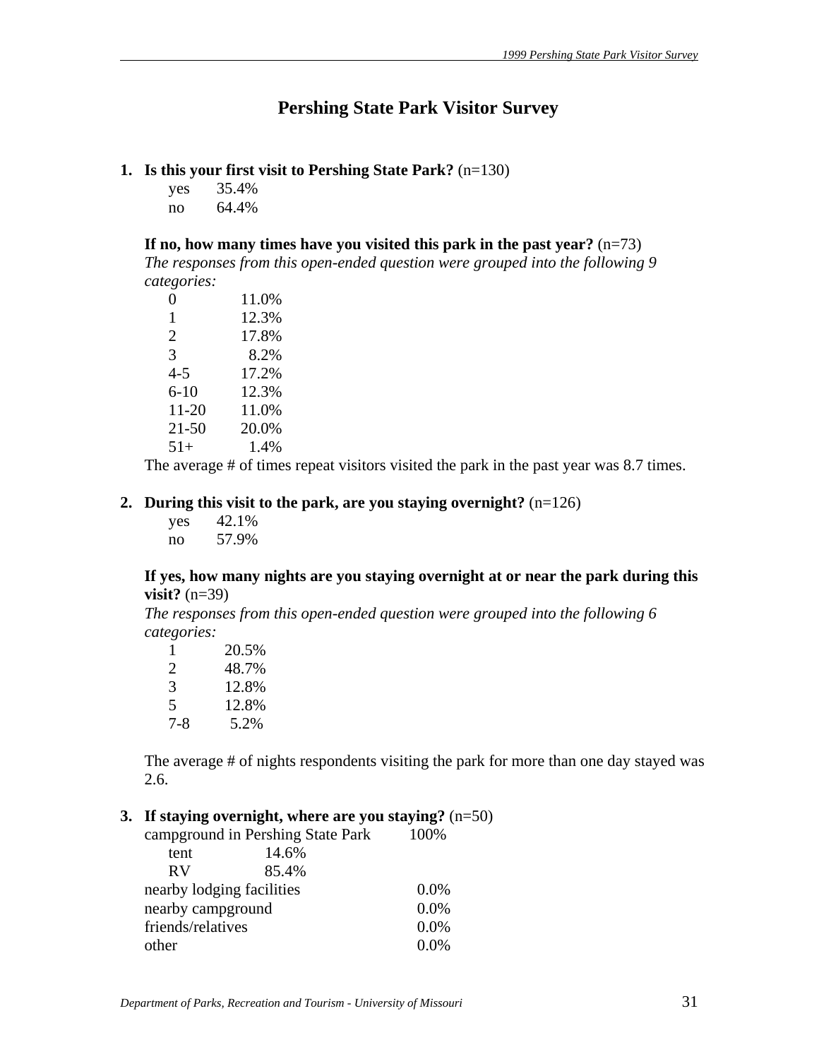# Pershing State Park Visitor Survey

1. **Is this your first visit to Pershing State Park?** (n=130)

| | |
|---|---|
| yes | 35.4% |
| no | 64.4% |

**If no, how many times have you visited this park in the past year?** (n=73)

*The responses from this open-ended question were grouped into the following 9 categories:*

| | |
|---|---|
| 0 | 11.0% |
| 1 | 12.3% |
| 2 | 17.8% |
| 3 | 8.2% |
| 4-5 | 17.2% |
| 6-10 | 12.3% |
| 11-20 | 11.0% |
| 21-50 | 20.0% |
| 51+ | 1.4% |

The average # of times repeat visitors visited the park in the past year was 8.7 times.

2. **During this visit to the park, are you staying overnight?** (n=126)

| | |
|---|---|
| yes | 42.1% |
| no | 57.9% |

**If yes, how many nights are you staying overnight at or near the park during this visit?** (n=39)

*The responses from this open-ended question were grouped into the following 6 categories:*

| | |
|---|---|
| 1 | 20.5% |
| 2 | 48.7% |
| 3 | 12.8% |
| 5 | 12.8% |
| 7-8 | 5.2% |

The average # of nights respondents visiting the park for more than one day stayed was 2.6.

3. **If staying overnight, where are you staying?** (n=50)

| | | |
|---|---|---|
| campground in Pershing State Park | | 100% |
| tent | 14.6% | |
| RV | 85.4% | |
| nearby lodging facilities | | 0.0% |
| nearby campground | | 0.0% |
| friends/relatives | | 0.0% |
| other | | 0.0% |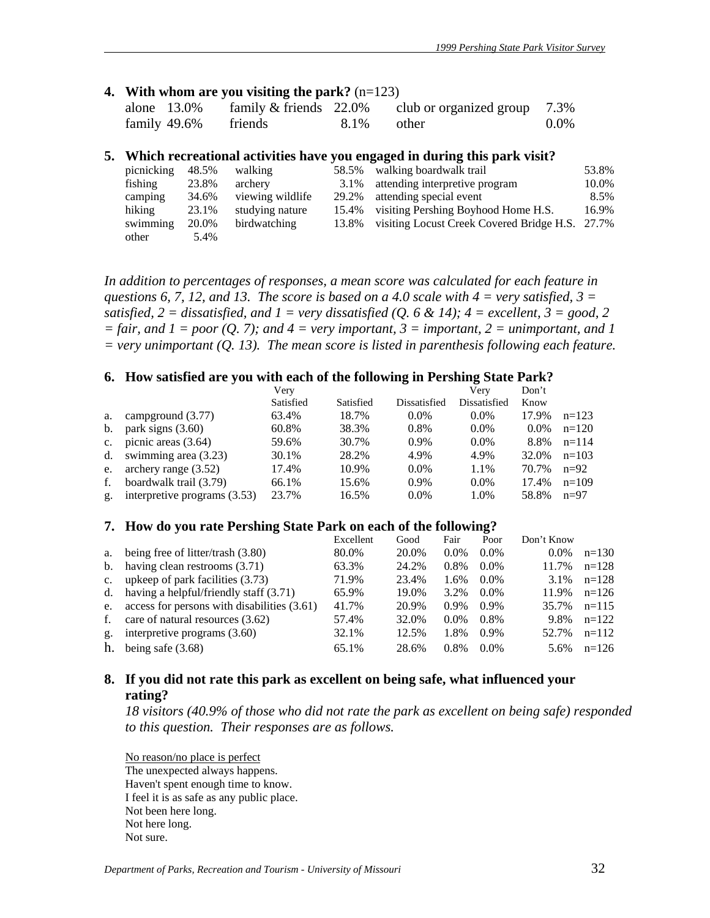**4. With whom are you visiting the park?** (n=123)

| | | | | | |
|---|---|---|---|---|---|
| alone | 13.0% | family & friends | 22.0% | club or organized group | 7.3% |
| family | 49.6% | friends | 8.1% | other | 0.0% |

**5. Which recreational activities have you engaged in during this park visit?**

| | | | | | |
|---|---|---|---|---|---|
| picnicking | 48.5% | walking | 58.5% | walking boardwalk trail | 53.8% |
| fishing | 23.8% | archery | 3.1% | attending interpretive program | 10.0% |
| camping | 34.6% | viewing wildlife | 29.2% | attending special event | 8.5% |
| hiking | 23.1% | studying nature | 15.4% | visiting Pershing Boyhood Home H.S. | 16.9% |
| swimming | 20.0% | birdwatching | 13.8% | visiting Locust Creek Covered Bridge H.S. | 27.7% |
| other | 5.4% | | | | |

*In addition to percentages of responses, a mean score was calculated for each feature in questions 6, 7, 12, and 13. The score is based on a 4.0 scale with 4 = very satisfied, 3 = satisfied, 2 = dissatisfied, and 1 = very dissatisfied (Q. 6 & 14); 4 = excellent, 3 = good, 2 = fair, and 1 = poor (Q. 7); and 4 = very important, 3 = important, 2 = unimportant, and 1 = very unimportant (Q. 13). The mean score is listed in parenthesis following each feature.*

**6. How satisfied are you with each of the following in Pershing State Park?**

| | | Very Satisfied | Satisfied | Dissatisfied | Very Dissatisfied | Don't Know | |
|---|---|---|---|---|---|---|---|
| a. | campground (3.77) | 63.4% | 18.7% | 0.0% | 0.0% | 17.9% | n=123 |
| b. | park signs (3.60) | 60.8% | 38.3% | 0.8% | 0.0% | 0.0% | n=120 |
| c. | picnic areas (3.64) | 59.6% | 30.7% | 0.9% | 0.0% | 8.8% | n=114 |
| d. | swimming area (3.23) | 30.1% | 28.2% | 4.9% | 4.9% | 32.0% | n=103 |
| e. | archery range (3.52) | 17.4% | 10.9% | 0.0% | 1.1% | 70.7% | n=92 |
| f. | boardwalk trail (3.79) | 66.1% | 15.6% | 0.9% | 0.0% | 17.4% | n=109 |
| g. | interpretive programs (3.53) | 23.7% | 16.5% | 0.0% | 1.0% | 58.8% | n=97 |

**7. How do you rate Pershing State Park on each of the following?**

| | | Excellent | Good | Fair | Poor | Don't Know | |
|---|---|---|---|---|---|---|---|
| a. | being free of litter/trash (3.80) | 80.0% | 20.0% | 0.0% | 0.0% | 0.0% | n=130 |
| b. | having clean restrooms (3.71) | 63.3% | 24.2% | 0.8% | 0.0% | 11.7% | n=128 |
| c. | upkeep of park facilities (3.73) | 71.9% | 23.4% | 1.6% | 0.0% | 3.1% | n=128 |
| d. | having a helpful/friendly staff (3.71) | 65.9% | 19.0% | 3.2% | 0.0% | 11.9% | n=126 |
| e. | access for persons with disabilities (3.61) | 41.7% | 20.9% | 0.9% | 0.9% | 35.7% | n=115 |
| f. | care of natural resources (3.62) | 57.4% | 32.0% | 0.0% | 0.8% | 9.8% | n=122 |
| g. | interpretive programs (3.60) | 32.1% | 12.5% | 1.8% | 0.9% | 52.7% | n=112 |
| h. | being safe (3.68) | 65.1% | 28.6% | 0.8% | 0.0% | 5.6% | n=126 |

**8. If you did not rate this park as excellent on being safe, what influenced your rating?**

*18 visitors (40.9% of those who did not rate the park as excellent on being safe) responded to this question. Their responses are as follows.*

<u>No reason/no place is perfect</u>
The unexpected always happens.
Haven't spent enough time to know.
I feel it is as safe as any public place.
Not been here long.
Not here long.
Not sure.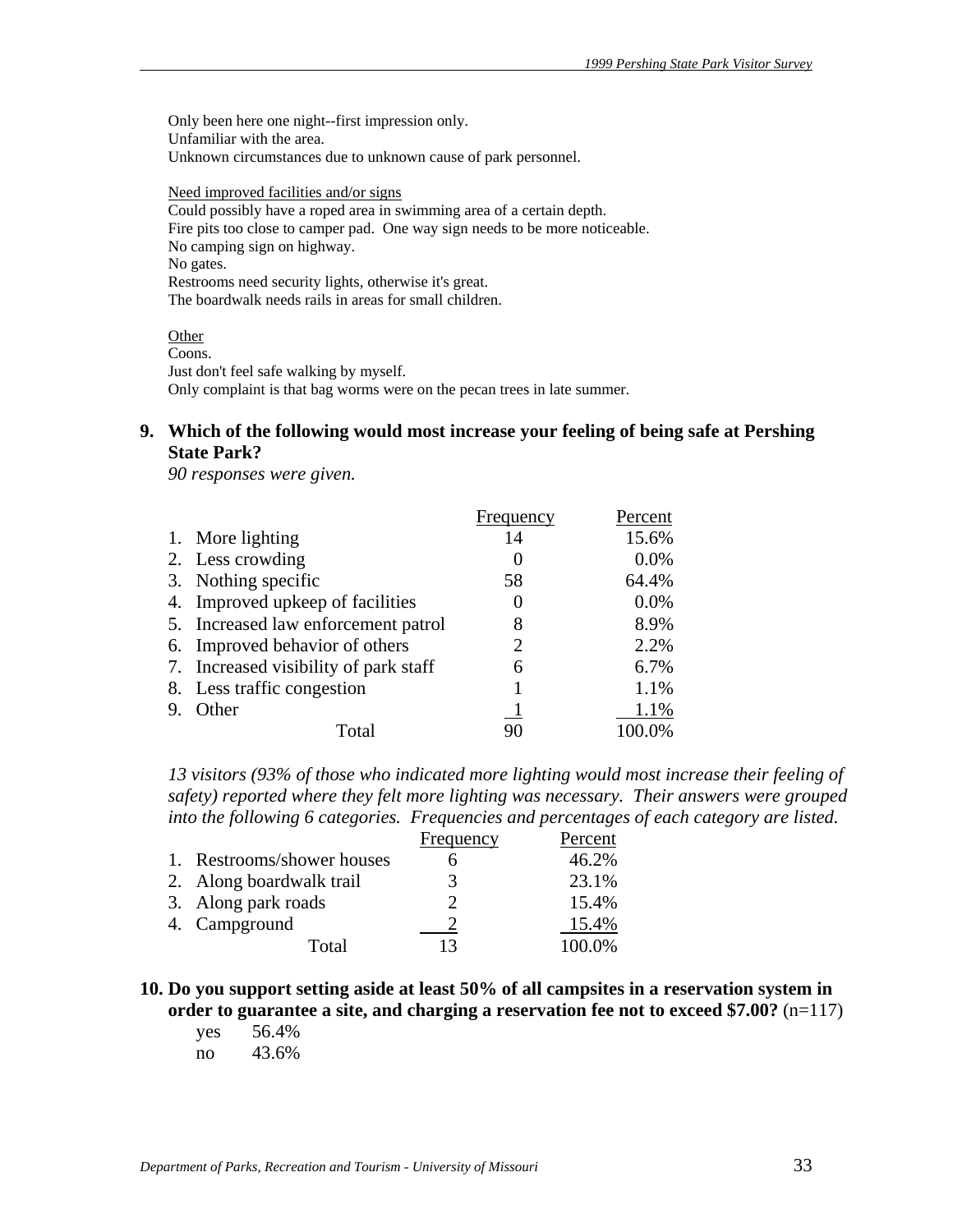Only been here one night--first impression only.
Unfamiliar with the area.
Unknown circumstances due to unknown cause of park personnel.

Need improved facilities and/or signs
Could possibly have a roped area in swimming area of a certain depth.
Fire pits too close to camper pad. One way sign needs to be more noticeable.
No camping sign on highway.
No gates.
Restrooms need security lights, otherwise it's great.
The boardwalk needs rails in areas for small children.

Other
Coons.
Just don't feel safe walking by myself.
Only complaint is that bag worms were on the pecan trees in late summer.

**9. Which of the following would most increase your feeling of being safe at Pershing State Park?**

*90 responses were given.*

| | Frequency | Percent |
|---|---|---|
| 1. More lighting | 14 | 15.6% |
| 2. Less crowding | 0 | 0.0% |
| 3. Nothing specific | 58 | 64.4% |
| 4. Improved upkeep of facilities | 0 | 0.0% |
| 5. Increased law enforcement patrol | 8 | 8.9% |
| 6. Improved behavior of others | 2 | 2.2% |
| 7. Increased visibility of park staff | 6 | 6.7% |
| 8. Less traffic congestion | 1 | 1.1% |
| 9. Other | 1 | 1.1% |
| Total | 90 | 100.0% |

*13 visitors (93% of those who indicated more lighting would most increase their feeling of safety) reported where they felt more lighting was necessary. Their answers were grouped into the following 6 categories. Frequencies and percentages of each category are listed.*

| | Frequency | Percent |
|---|---|---|
| 1. Restrooms/shower houses | 6 | 46.2% |
| 2. Along boardwalk trail | 3 | 23.1% |
| 3. Along park roads | 2 | 15.4% |
| 4. Campground | 2 | 15.4% |
| Total | 13 | 100.0% |

**10. Do you support setting aside at least 50% of all campsites in a reservation system in order to guarantee a site, and charging a reservation fee not to exceed $7.00?** (n=117)

yes 56.4%
no 43.6%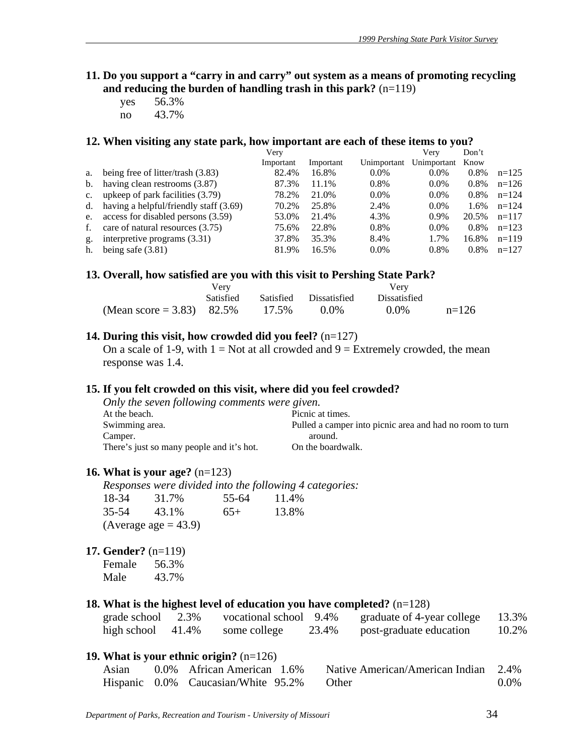**11. Do you support a "carry in and carry" out system as a means of promoting recycling and reducing the burden of handling trash in this park?** (n=119)

yes 56.3%
no 43.7%

**12. When visiting any state park, how important are each of these items to you?**

| | | Very Important | Important | Unimportant | Very Unimportant | Don't Know | |
|---|---|---|---|---|---|---|---|
| a. | being free of litter/trash (3.83) | 82.4% | 16.8% | 0.0% | 0.0% | 0.8% | n=125 |
| b. | having clean restrooms (3.87) | 87.3% | 11.1% | 0.8% | 0.0% | 0.8% | n=126 |
| c. | upkeep of park facilities (3.79) | 78.2% | 21.0% | 0.0% | 0.0% | 0.8% | n=124 |
| d. | having a helpful/friendly staff (3.69) | 70.2% | 25.8% | 2.4% | 0.0% | 1.6% | n=124 |
| e. | access for disabled persons (3.59) | 53.0% | 21.4% | 4.3% | 0.9% | 20.5% | n=117 |
| f. | care of natural resources (3.75) | 75.6% | 22.8% | 0.8% | 0.0% | 0.8% | n=123 |
| g. | interpretive programs (3.31) | 37.8% | 35.3% | 8.4% | 1.7% | 16.8% | n=119 |
| h. | being safe (3.81) | 81.9% | 16.5% | 0.0% | 0.8% | 0.8% | n=127 |

**13. Overall, how satisfied are you with this visit to Pershing State Park?**

| | Very Satisfied | Satisfied | Dissatisfied | Very Dissatisfied | |
|---|---|---|---|---|---|
| (Mean score = 3.83) | 82.5% | 17.5% | 0.0% | 0.0% | n=126 |

**14. During this visit, how crowded did you feel?** (n=127)

On a scale of 1-9, with 1 = Not at all crowded and 9 = Extremely crowded, the mean response was 1.4.

**15. If you felt crowded on this visit, where did you feel crowded?**

*Only the seven following comments were given.*

At the beach.
Swimming area.
Camper.
There's just so many people and it's hot.
Picnic at times.
Pulled a camper into picnic area and had no room to turn around.
On the boardwalk.

**16. What is your age?** (n=123)

*Responses were divided into the following 4 categories:*

| | | | |
|---|---|---|---|
| 18-34 | 31.7% | 55-64 | 11.4% |
| 35-54 | 43.1% | 65+ | 13.8% |

(Average age = 43.9)

**17. Gender?** (n=119)

Female 56.3%
Male 43.7%

**18. What is the highest level of education you have completed?** (n=128)

| | | | | | |
|---|---|---|---|---|---|
| grade school | 2.3% | vocational school | 9.4% | graduate of 4-year college | 13.3% |
| high school | 41.4% | some college | 23.4% | post-graduate education | 10.2% |

**19. What is your ethnic origin?** (n=126)

| | | | | | |
|---|---|---|---|---|---|
| Asian | 0.0% | African American | 1.6% | Native American/American Indian | 2.4% |
| Hispanic | 0.0% | Caucasian/White | 95.2% | Other | 0.0% |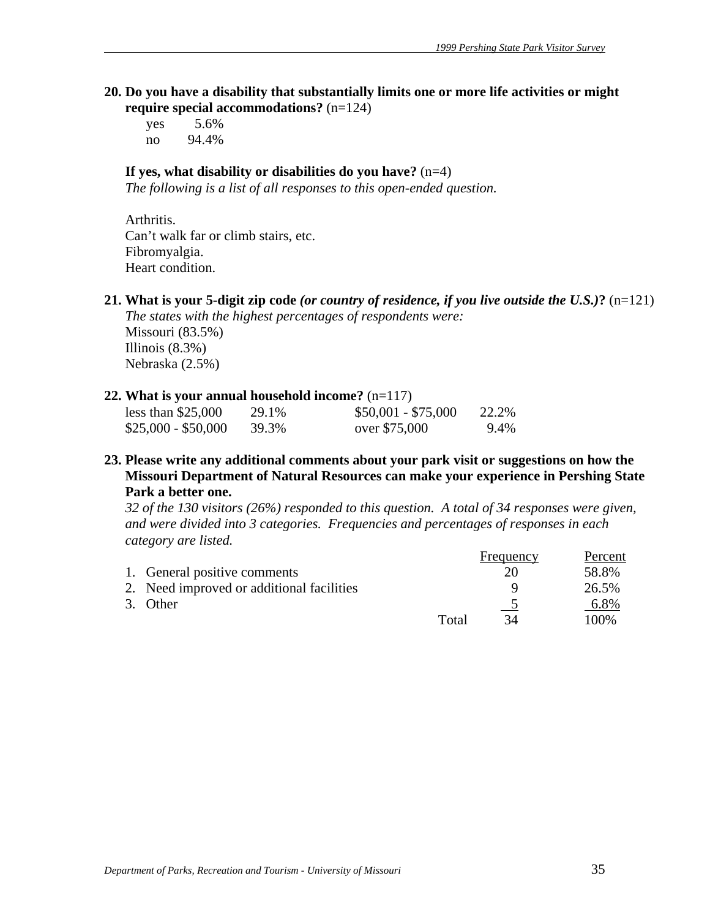**20. Do you have a disability that substantially limits one or more life activities or might require special accommodations?** (n=124)

| | |
|---|---|
| yes | 5.6% |
| no | 94.4% |

**If yes, what disability or disabilities do you have?** (n=4)

*The following is a list of all responses to this open-ended question.*

Arthritis.
Can't walk far or climb stairs, etc.
Fibromyalgia.
Heart condition.

**21. What is your 5-digit zip code *(or country of residence, if you live outside the U.S.)*?** (n=121)

*The states with the highest percentages of respondents were:*

Missouri (83.5%)
Illinois (8.3%)
Nebraska (2.5%)

**22. What is your annual household income?** (n=117)

| | | | |
|---|---|---|---|
| less than $25,000 | 29.1% | $50,001 - $75,000 | 22.2% |
| $25,000 - $50,000 | 39.3% | over $75,000 | 9.4% |

**23. Please write any additional comments about your park visit or suggestions on how the Missouri Department of Natural Resources can make your experience in Pershing State Park a better one.**

*32 of the 130 visitors (26%) responded to this question. A total of 34 responses were given, and were divided into 3 categories. Frequencies and percentages of responses in each category are listed.*

| | Frequency | Percent |
|---|---|---|
| 1. General positive comments | 20 | 58.8% |
| 2. Need improved or additional facilities | 9 | 26.5% |
| 3. Other | 5 | 6.8% |
| Total | 34 | 100% |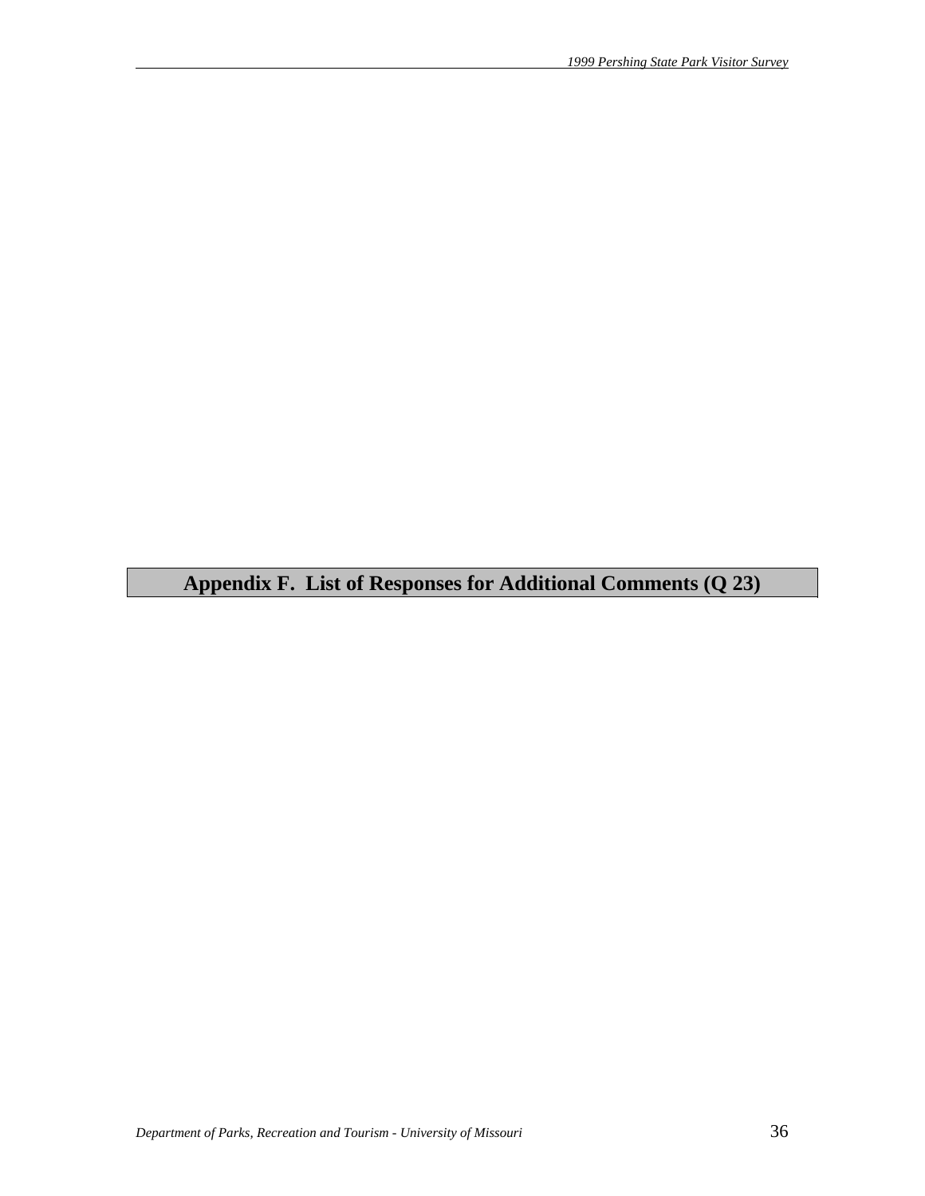# Appendix F. List of Responses for Additional Comments (Q 23)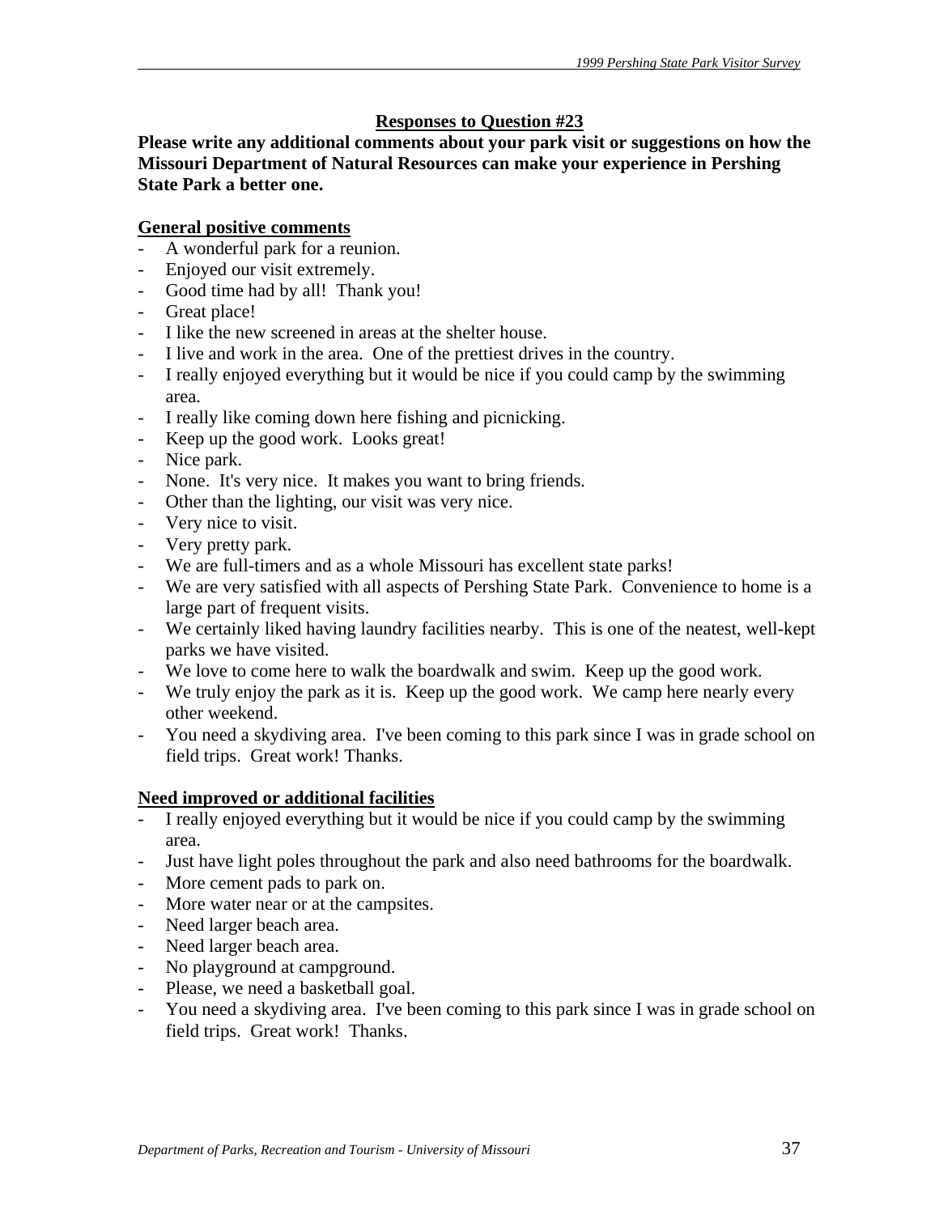**Responses to Question #23**

**Please write any additional comments about your park visit or suggestions on how the Missouri Department of Natural Resources can make your experience in Pershing State Park a better one.**

**General positive comments**

- A wonderful park for a reunion.
- Enjoyed our visit extremely.
- Good time had by all! Thank you!
- Great place!
- I like the new screened in areas at the shelter house.
- I live and work in the area. One of the prettiest drives in the country.
- I really enjoyed everything but it would be nice if you could camp by the swimming area.
- I really like coming down here fishing and picnicking.
- Keep up the good work. Looks great!
- Nice park.
- None. It's very nice. It makes you want to bring friends.
- Other than the lighting, our visit was very nice.
- Very nice to visit.
- Very pretty park.
- We are full-timers and as a whole Missouri has excellent state parks!
- We are very satisfied with all aspects of Pershing State Park. Convenience to home is a large part of frequent visits.
- We certainly liked having laundry facilities nearby. This is one of the neatest, well-kept parks we have visited.
- We love to come here to walk the boardwalk and swim. Keep up the good work.
- We truly enjoy the park as it is. Keep up the good work. We camp here nearly every other weekend.
- You need a skydiving area. I've been coming to this park since I was in grade school on field trips. Great work! Thanks.

**Need improved or additional facilities**

- I really enjoyed everything but it would be nice if you could camp by the swimming area.
- Just have light poles throughout the park and also need bathrooms for the boardwalk.
- More cement pads to park on.
- More water near or at the campsites.
- Need larger beach area.
- Need larger beach area.
- No playground at campground.
- Please, we need a basketball goal.
- You need a skydiving area. I've been coming to this park since I was in grade school on field trips. Great work! Thanks.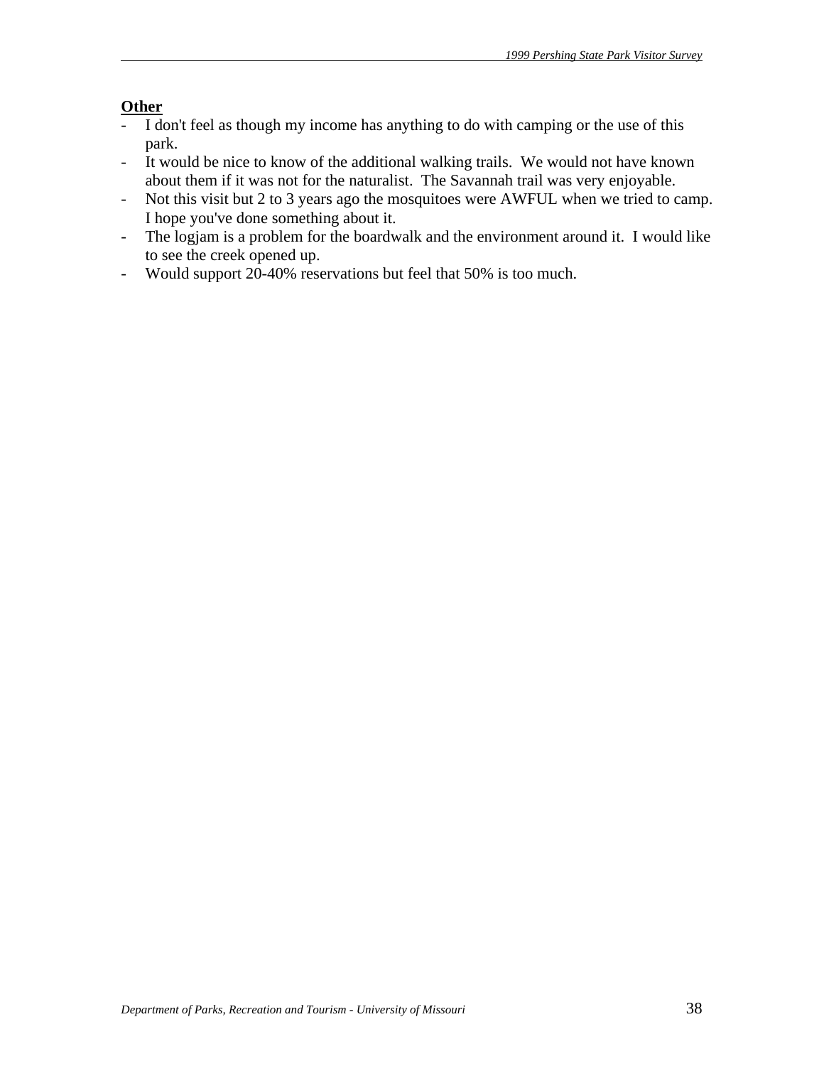**Other**

- I don't feel as though my income has anything to do with camping or the use of this park.
- It would be nice to know of the additional walking trails. We would not have known about them if it was not for the naturalist. The Savannah trail was very enjoyable.
- Not this visit but 2 to 3 years ago the mosquitoes were AWFUL when we tried to camp. I hope you've done something about it.
- The logjam is a problem for the boardwalk and the environment around it. I would like to see the creek opened up.
- Would support 20-40% reservations but feel that 50% is too much.